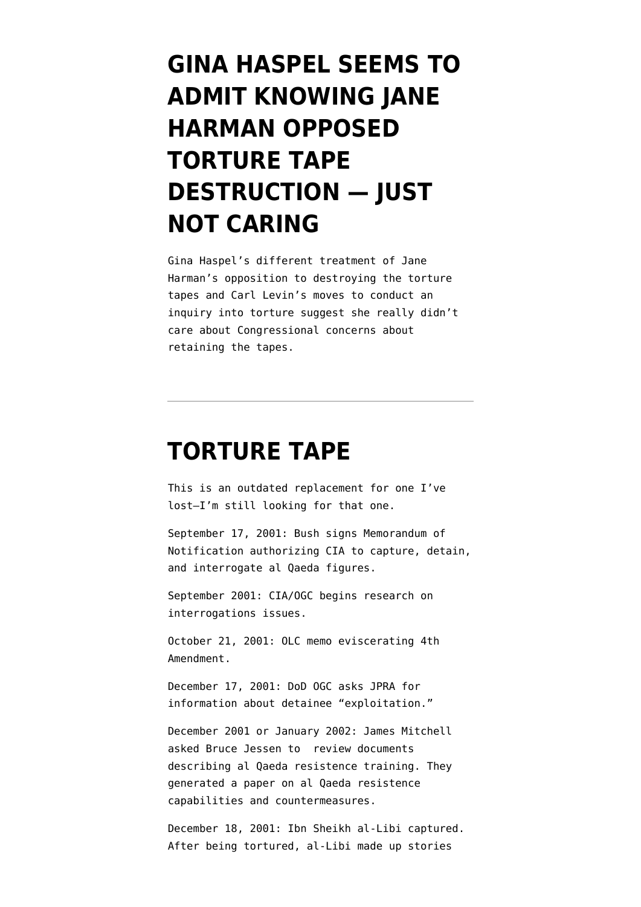# GINA HASPEL SEEMS TO ADMIT KNOWING JANE HARMAN OPPOSED TORTURE TAPE DESTRUCTION — JUST NOT CARING

Gina Haspel's different treatment of Jane Harman's opposition to destroying the torture tapes and Carl Levin's moves to conduct an inquiry into torture suggest she really didn't care about Congressional concerns about retaining the tapes.

---

# TORTURE TAPE

This is an outdated replacement for one I've lost—I'm still looking for that one.

September 17, 2001: Bush signs Memorandum of Notification authorizing CIA to capture, detain, and interrogate al Qaeda figures.

September 2001: CIA/OGC begins research on interrogations issues.

October 21, 2001: OLC memo eviscerating 4th Amendment.

December 17, 2001: DoD OGC asks JPRA for information about detainee "exploitation."

December 2001 or January 2002: James Mitchell asked Bruce Jessen to review documents describing al Qaeda resistence training. They generated a paper on al Qaeda resistence capabilities and countermeasures.

December 18, 2001: Ibn Sheikh al-Libi captured. After being tortured, al-Libi made up stories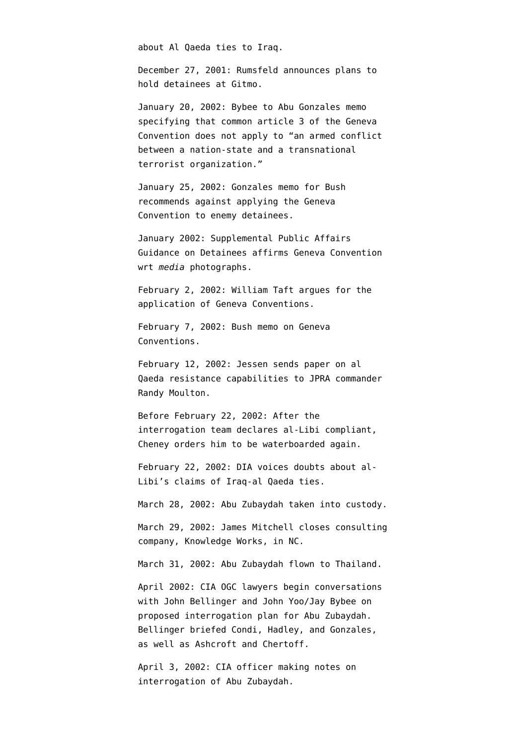about Al Qaeda ties to Iraq.

December 27, 2001: Rumsfeld announces plans to hold detainees at Gitmo.

January 20, 2002: Bybee to Abu Gonzales memo specifying that common article 3 of the Geneva Convention does not apply to "an armed conflict between a nation-state and a transnational terrorist organization."

January 25, 2002: Gonzales memo for Bush recommends against applying the Geneva Convention to enemy detainees.

January 2002: Supplemental Public Affairs Guidance on Detainees affirms Geneva Convention wrt *media* photographs.

February 2, 2002: William Taft argues for the application of Geneva Conventions.

February 7, 2002: Bush memo on Geneva Conventions.

February 12, 2002: Jessen sends paper on al Qaeda resistance capabilities to JPRA commander Randy Moulton.

Before February 22, 2002: After the interrogation team declares al-Libi compliant, Cheney orders him to be waterboarded again.

February 22, 2002: DIA voices doubts about al-Libi's claims of Iraq-al Qaeda ties.

March 28, 2002: Abu Zubaydah taken into custody.

March 29, 2002: James Mitchell closes consulting company, Knowledge Works, in NC.

March 31, 2002: Abu Zubaydah flown to Thailand.

April 2002: CIA OGC lawyers begin conversations with John Bellinger and John Yoo/Jay Bybee on proposed interrogation plan for Abu Zubaydah. Bellinger briefed Condi, Hadley, and Gonzales, as well as Ashcroft and Chertoff.

April 3, 2002: CIA officer making notes on interrogation of Abu Zubaydah.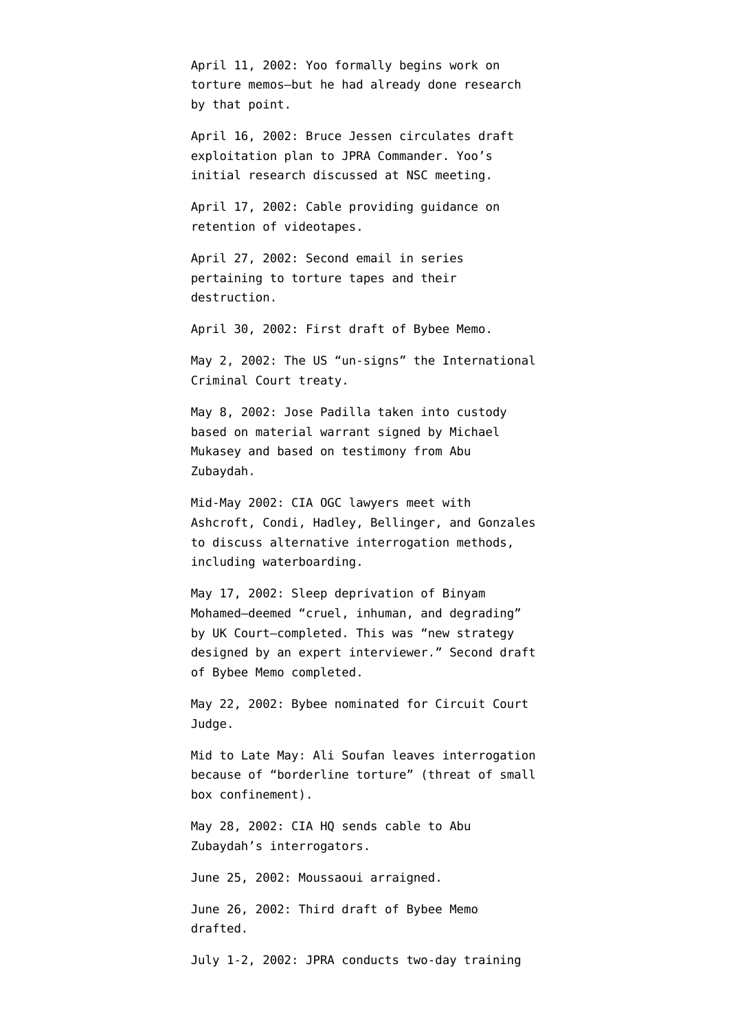April 11, 2002: Yoo formally begins work on torture memos—but he had already done research by that point.

April 16, 2002: Bruce Jessen circulates draft exploitation plan to JPRA Commander. Yoo's initial research discussed at NSC meeting.

April 17, 2002: Cable providing guidance on retention of videotapes.

April 27, 2002: Second email in series pertaining to torture tapes and their destruction.

April 30, 2002: First draft of Bybee Memo.

May 2, 2002: The US "un-signs" the International Criminal Court treaty.

May 8, 2002: Jose Padilla taken into custody based on material warrant signed by Michael Mukasey and based on testimony from Abu Zubaydah.

Mid-May 2002: CIA OGC lawyers meet with Ashcroft, Condi, Hadley, Bellinger, and Gonzales to discuss alternative interrogation methods, including waterboarding.

May 17, 2002: Sleep deprivation of Binyam Mohamed—deemed "cruel, inhuman, and degrading" by UK Court—completed. This was "new strategy designed by an expert interviewer." Second draft of Bybee Memo completed.

May 22, 2002: Bybee nominated for Circuit Court Judge.

Mid to Late May: Ali Soufan leaves interrogation because of "borderline torture" (threat of small box confinement).

May 28, 2002: CIA HQ sends cable to Abu Zubaydah's interrogators.

June 25, 2002: Moussaoui arraigned.

June 26, 2002: Third draft of Bybee Memo drafted.

July 1-2, 2002: JPRA conducts two-day training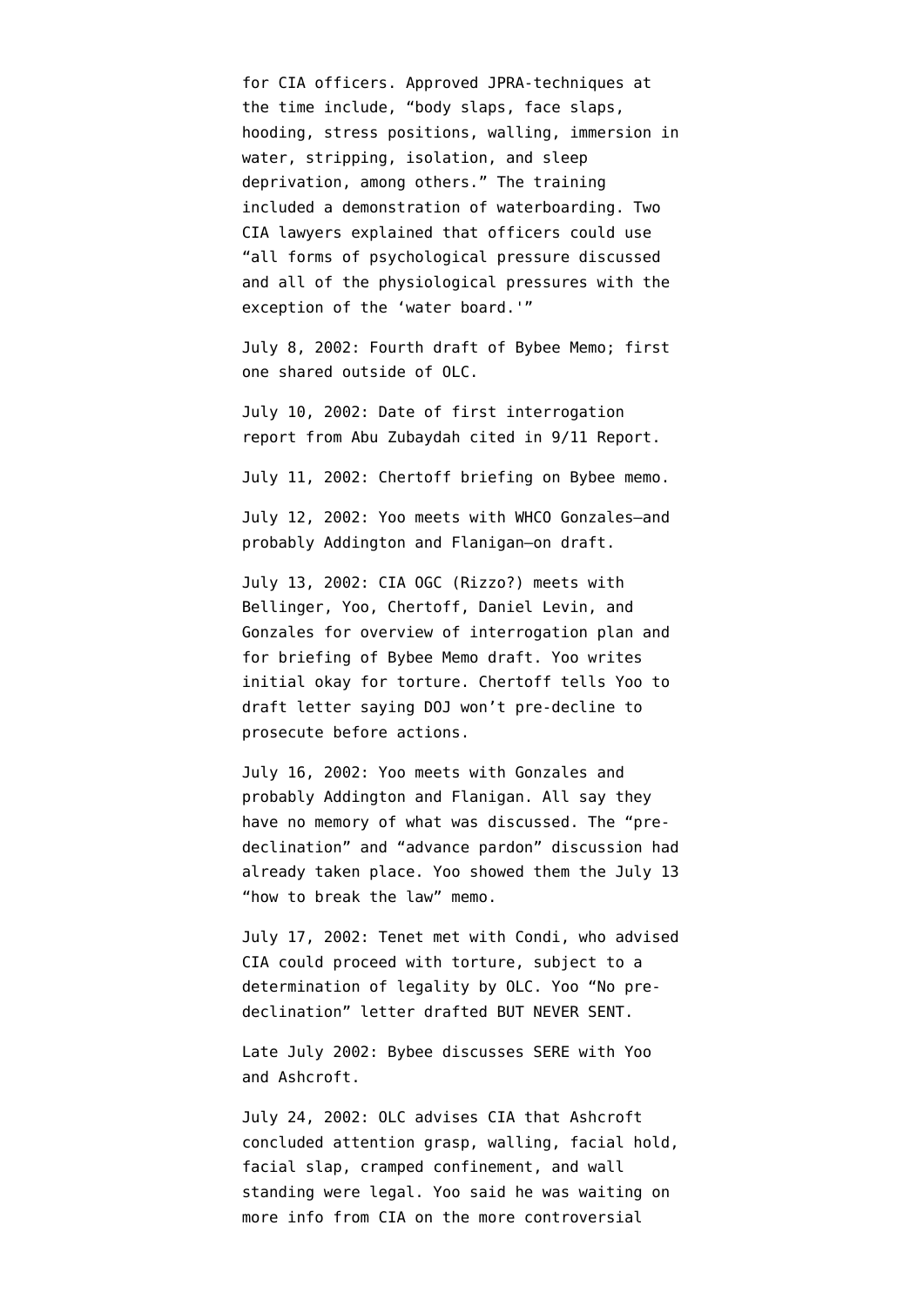for CIA officers. Approved JPRA-techniques at the time include, "body slaps, face slaps, hooding, stress positions, walling, immersion in water, stripping, isolation, and sleep deprivation, among others." The training included a demonstration of waterboarding. Two CIA lawyers explained that officers could use "all forms of psychological pressure discussed and all of the physiological pressures with the exception of the 'water board.'"

July 8, 2002: Fourth draft of Bybee Memo; first one shared outside of OLC.

July 10, 2002: Date of first interrogation report from Abu Zubaydah cited in 9/11 Report.

July 11, 2002: Chertoff briefing on Bybee memo.

July 12, 2002: Yoo meets with WHCO Gonzales—and probably Addington and Flanigan—on draft.

July 13, 2002: CIA OGC (Rizzo?) meets with Bellinger, Yoo, Chertoff, Daniel Levin, and Gonzales for overview of interrogation plan and for briefing of Bybee Memo draft. Yoo writes initial okay for torture. Chertoff tells Yoo to draft letter saying DOJ won't pre-decline to prosecute before actions.

July 16, 2002: Yoo meets with Gonzales and probably Addington and Flanigan. All say they have no memory of what was discussed. The "pre-declination" and "advance pardon" discussion had already taken place. Yoo showed them the July 13 "how to break the law" memo.

July 17, 2002: Tenet met with Condi, who advised CIA could proceed with torture, subject to a determination of legality by OLC. Yoo "No pre-declination" letter drafted BUT NEVER SENT.

Late July 2002: Bybee discusses SERE with Yoo and Ashcroft.

July 24, 2002: OLC advises CIA that Ashcroft concluded attention grasp, walling, facial hold, facial slap, cramped confinement, and wall standing were legal. Yoo said he was waiting on more info from CIA on the more controversial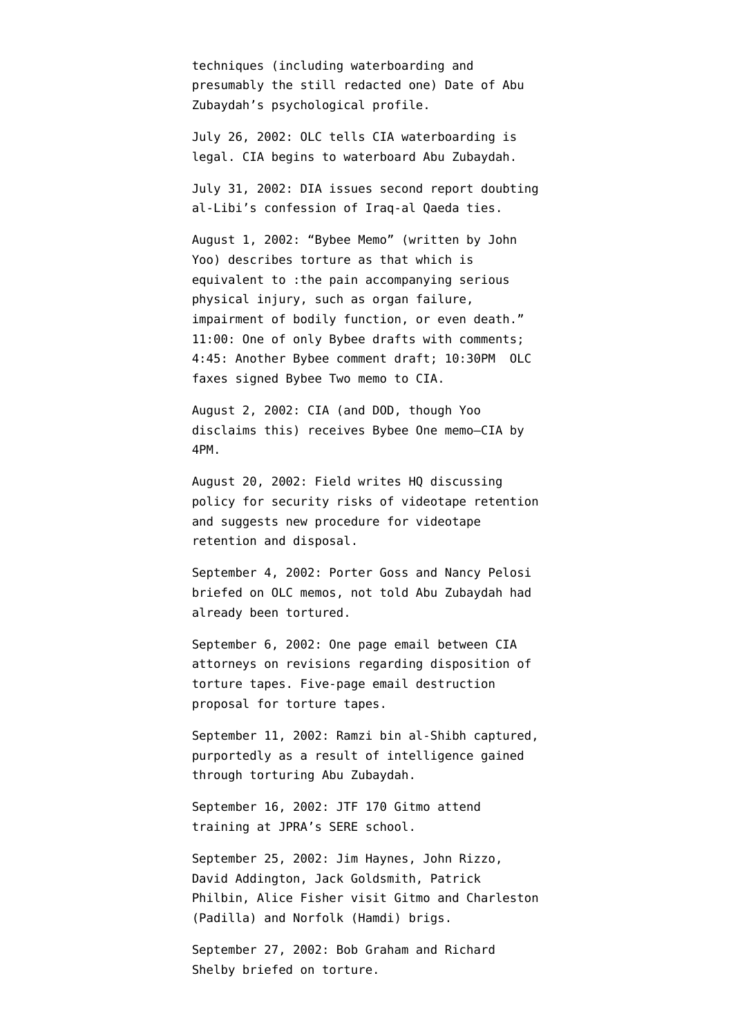techniques (including waterboarding and presumably the still redacted one) Date of Abu Zubaydah's psychological profile.

July 26, 2002: OLC tells CIA waterboarding is legal. CIA begins to waterboard Abu Zubaydah.

July 31, 2002: DIA issues second report doubting al-Libi's confession of Iraq-al Qaeda ties.

August 1, 2002: "Bybee Memo" (written by John Yoo) describes torture as that which is equivalent to :the pain accompanying serious physical injury, such as organ failure, impairment of bodily function, or even death." 11:00: One of only Bybee drafts with comments; 4:45: Another Bybee comment draft; 10:30PM OLC faxes signed Bybee Two memo to CIA.

August 2, 2002: CIA (and DOD, though Yoo disclaims this) receives Bybee One memo—CIA by 4PM.

August 20, 2002: Field writes HQ discussing policy for security risks of videotape retention and suggests new procedure for videotape retention and disposal.

September 4, 2002: Porter Goss and Nancy Pelosi briefed on OLC memos, not told Abu Zubaydah had already been tortured.

September 6, 2002: One page email between CIA attorneys on revisions regarding disposition of torture tapes. Five-page email destruction proposal for torture tapes.

September 11, 2002: Ramzi bin al-Shibh captured, purportedly as a result of intelligence gained through torturing Abu Zubaydah.

September 16, 2002: JTF 170 Gitmo attend training at JPRA's SERE school.

September 25, 2002: Jim Haynes, John Rizzo, David Addington, Jack Goldsmith, Patrick Philbin, Alice Fisher visit Gitmo and Charleston (Padilla) and Norfolk (Hamdi) brigs.

September 27, 2002: Bob Graham and Richard Shelby briefed on torture.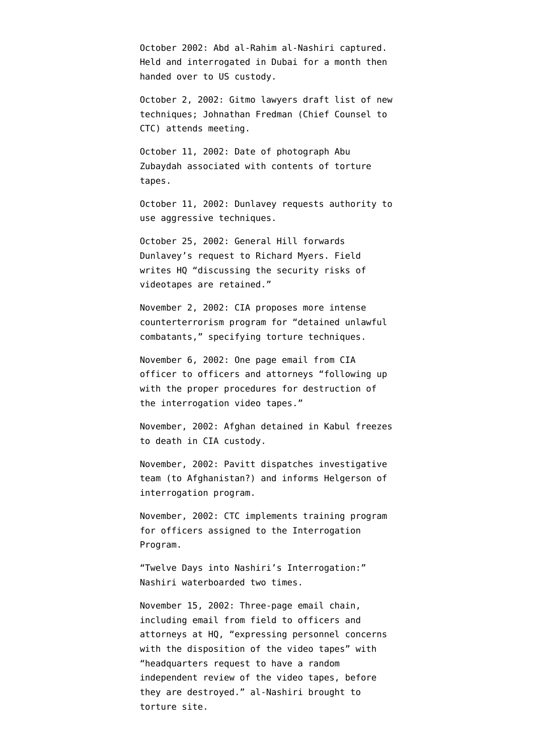October 2002: Abd al-Rahim al-Nashiri captured. Held and interrogated in Dubai for a month then handed over to US custody.

October 2, 2002: Gitmo lawyers draft list of new techniques; Johnathan Fredman (Chief Counsel to CTC) attends meeting.

October 11, 2002: Date of photograph Abu Zubaydah associated with contents of torture tapes.

October 11, 2002: Dunlavey requests authority to use aggressive techniques.

October 25, 2002: General Hill forwards Dunlavey's request to Richard Myers. Field writes HQ "discussing the security risks of videotapes are retained."

November 2, 2002: CIA proposes more intense counterterrorism program for "detained unlawful combatants," specifying torture techniques.

November 6, 2002: One page email from CIA officer to officers and attorneys "following up with the proper procedures for destruction of the interrogation video tapes."

November, 2002: Afghan detained in Kabul freezes to death in CIA custody.

November, 2002: Pavitt dispatches investigative team (to Afghanistan?) and informs Helgerson of interrogation program.

November, 2002: CTC implements training program for officers assigned to the Interrogation Program.

"Twelve Days into Nashiri's Interrogation:" Nashiri waterboarded two times.

November 15, 2002: Three-page email chain, including email from field to officers and attorneys at HQ, "expressing personnel concerns with the disposition of the video tapes" with "headquarters request to have a random independent review of the video tapes, before they are destroyed." al-Nashiri brought to torture site.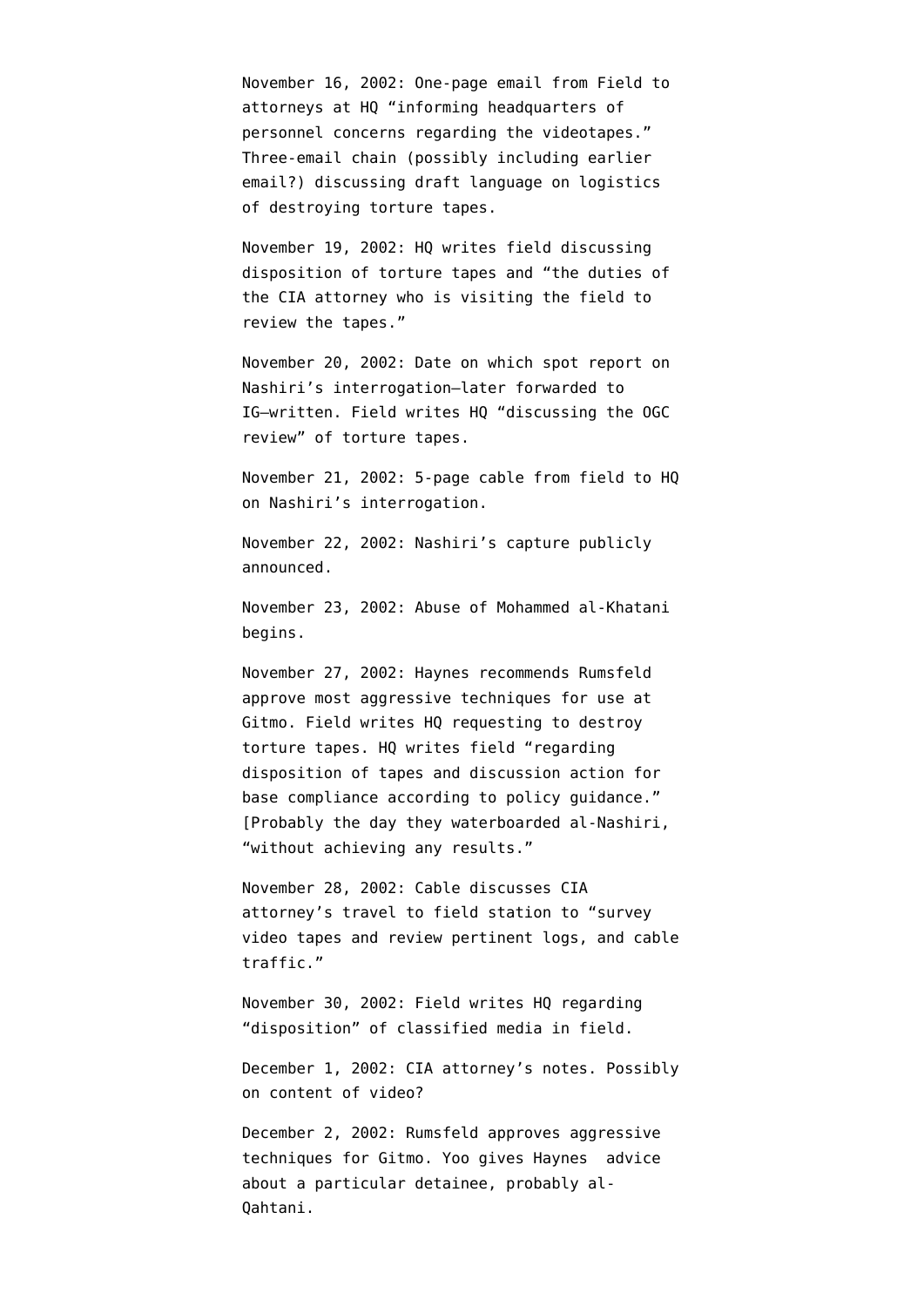November 16, 2002: One-page email from Field to attorneys at HQ "informing headquarters of personnel concerns regarding the videotapes." Three-email chain (possibly including earlier email?) discussing draft language on logistics of destroying torture tapes.

November 19, 2002: HQ writes field discussing disposition of torture tapes and "the duties of the CIA attorney who is visiting the field to review the tapes."

November 20, 2002: Date on which spot report on Nashiri's interrogation—later forwarded to IG—written. Field writes HQ "discussing the OGC review" of torture tapes.

November 21, 2002: 5-page cable from field to HQ on Nashiri's interrogation.

November 22, 2002: Nashiri's capture publicly announced.

November 23, 2002: Abuse of Mohammed al-Khatani begins.

November 27, 2002: Haynes recommends Rumsfeld approve most aggressive techniques for use at Gitmo. Field writes HQ requesting to destroy torture tapes. HQ writes field "regarding disposition of tapes and discussion action for base compliance according to policy guidance." [Probably the day they waterboarded al-Nashiri, "without achieving any results."

November 28, 2002: Cable discusses CIA attorney's travel to field station to "survey video tapes and review pertinent logs, and cable traffic."

November 30, 2002: Field writes HQ regarding "disposition" of classified media in field.

December 1, 2002: CIA attorney's notes. Possibly on content of video?

December 2, 2002: Rumsfeld approves aggressive techniques for Gitmo. Yoo gives Haynes advice about a particular detainee, probably al-Qahtani.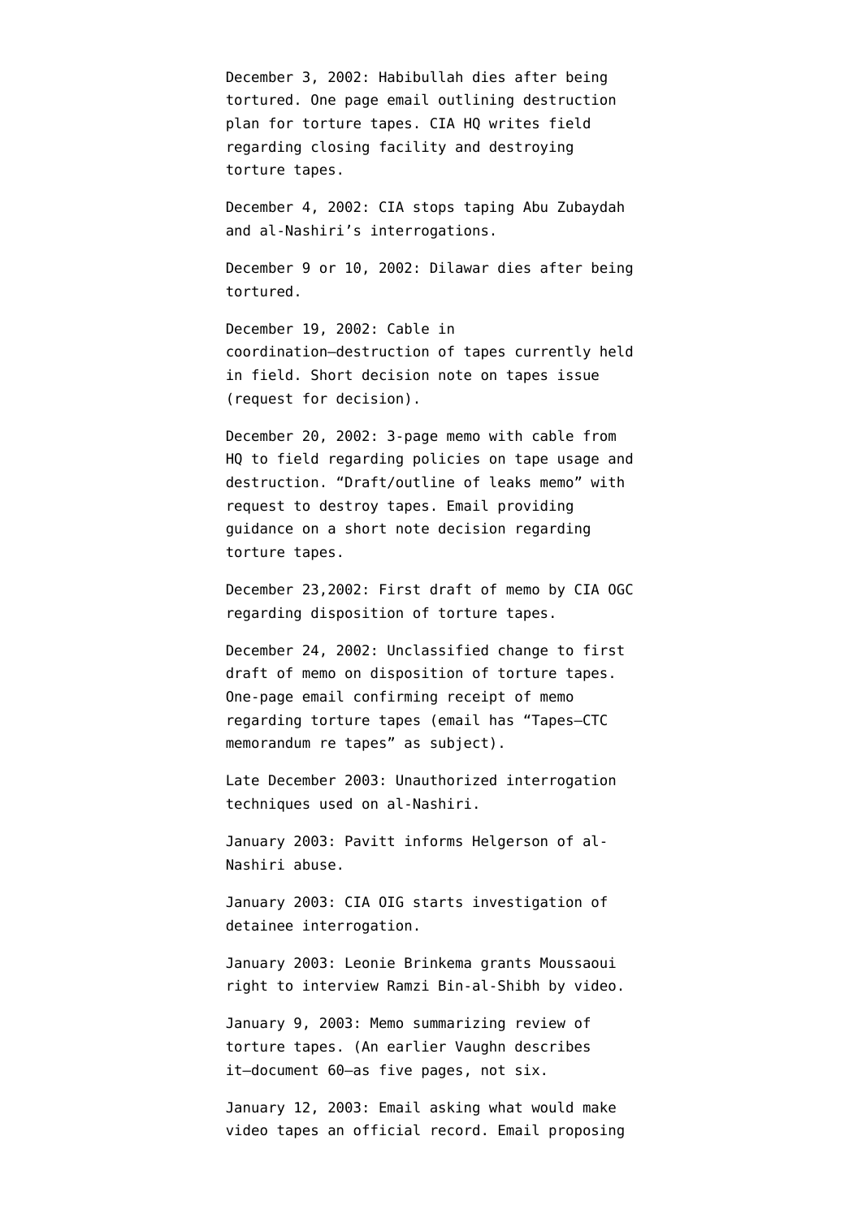December 3, 2002: Habibullah dies after being tortured. One page email outlining destruction plan for torture tapes. CIA HQ writes field regarding closing facility and destroying torture tapes.

December 4, 2002: CIA stops taping Abu Zubaydah and al-Nashiri's interrogations.

December 9 or 10, 2002: Dilawar dies after being tortured.

December 19, 2002: Cable in coordination–destruction of tapes currently held in field. Short decision note on tapes issue (request for decision).

December 20, 2002: 3-page memo with cable from HQ to field regarding policies on tape usage and destruction. "Draft/outline of leaks memo" with request to destroy tapes. Email providing guidance on a short note decision regarding torture tapes.

December 23,2002: First draft of memo by CIA OGC regarding disposition of torture tapes.

December 24, 2002: Unclassified change to first draft of memo on disposition of torture tapes. One-page email confirming receipt of memo regarding torture tapes (email has "Tapes–CTC memorandum re tapes" as subject).

Late December 2003: Unauthorized interrogation techniques used on al-Nashiri.

January 2003: Pavitt informs Helgerson of al-Nashiri abuse.

January 2003: CIA OIG starts investigation of detainee interrogation.

January 2003: Leonie Brinkema grants Moussaoui right to interview Ramzi Bin-al-Shibh by video.

January 9, 2003: Memo summarizing review of torture tapes. (An earlier Vaughn describes it–document 60–as five pages, not six.

January 12, 2003: Email asking what would make video tapes an official record. Email proposing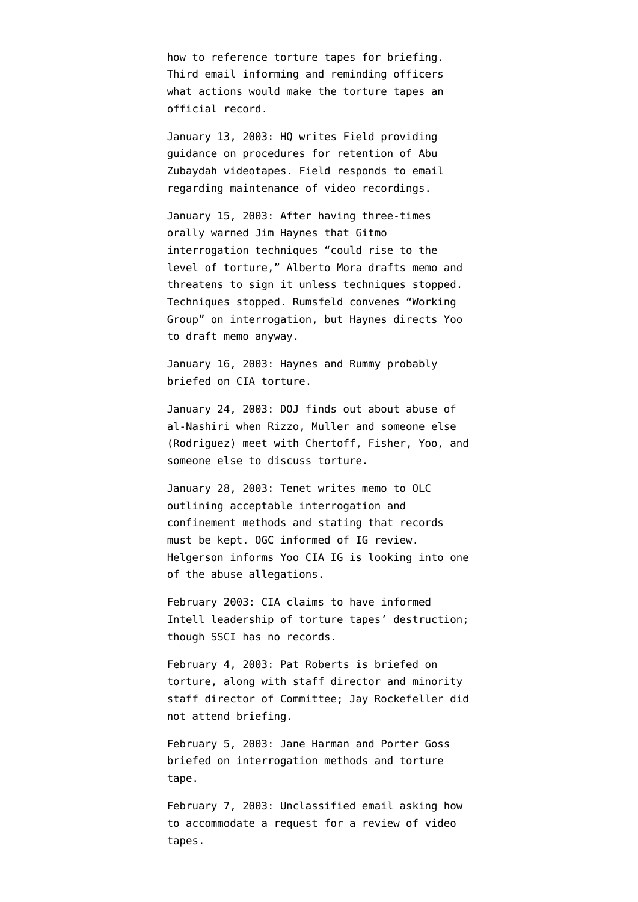how to reference torture tapes for briefing. Third email informing and reminding officers what actions would make the torture tapes an official record.

January 13, 2003: HQ writes Field providing guidance on procedures for retention of Abu Zubaydah videotapes. Field responds to email regarding maintenance of video recordings.

January 15, 2003: After having three-times orally warned Jim Haynes that Gitmo interrogation techniques "could rise to the level of torture," Alberto Mora drafts memo and threatens to sign it unless techniques stopped. Techniques stopped. Rumsfeld convenes "Working Group" on interrogation, but Haynes directs Yoo to draft memo anyway.

January 16, 2003: Haynes and Rummy probably briefed on CIA torture.

January 24, 2003: DOJ finds out about abuse of al-Nashiri when Rizzo, Muller and someone else (Rodriguez) meet with Chertoff, Fisher, Yoo, and someone else to discuss torture.

January 28, 2003: Tenet writes memo to OLC outlining acceptable interrogation and confinement methods and stating that records must be kept. OGC informed of IG review. Helgerson informs Yoo CIA IG is looking into one of the abuse allegations.

February 2003: CIA claims to have informed Intell leadership of torture tapes' destruction; though SSCI has no records.

February 4, 2003: Pat Roberts is briefed on torture, along with staff director and minority staff director of Committee; Jay Rockefeller did not attend briefing.

February 5, 2003: Jane Harman and Porter Goss briefed on interrogation methods and torture tape.

February 7, 2003: Unclassified email asking how to accommodate a request for a review of video tapes.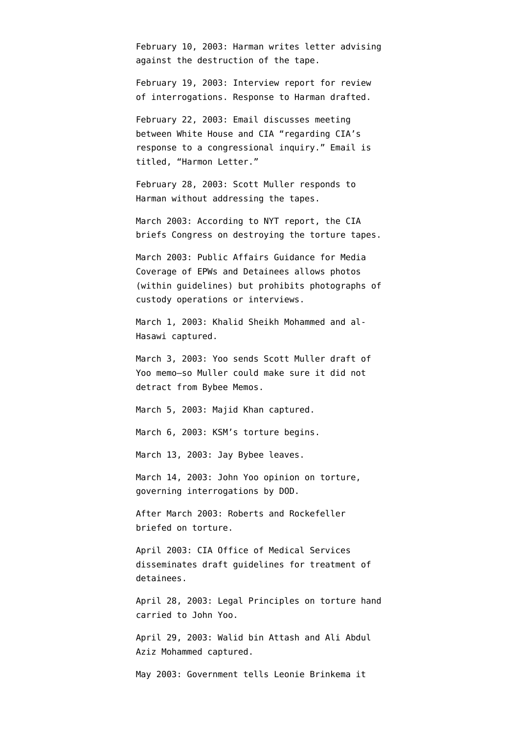February 10, 2003: Harman writes letter advising against the destruction of the tape.

February 19, 2003: Interview report for review of interrogations. Response to Harman drafted.

February 22, 2003: Email discusses meeting between White House and CIA "regarding CIA's response to a congressional inquiry." Email is titled, "Harmon Letter."

February 28, 2003: Scott Muller responds to Harman without addressing the tapes.

March 2003: According to NYT report, the CIA briefs Congress on destroying the torture tapes.

March 2003: Public Affairs Guidance for Media Coverage of EPWs and Detainees allows photos (within guidelines) but prohibits photographs of custody operations or interviews.

March 1, 2003: Khalid Sheikh Mohammed and al-Hasawi captured.

March 3, 2003: Yoo sends Scott Muller draft of Yoo memo—so Muller could make sure it did not detract from Bybee Memos.

March 5, 2003: Majid Khan captured.

March 6, 2003: KSM's torture begins.

March 13, 2003: Jay Bybee leaves.

March 14, 2003: John Yoo opinion on torture, governing interrogations by DOD.

After March 2003: Roberts and Rockefeller briefed on torture.

April 2003: CIA Office of Medical Services disseminates draft guidelines for treatment of detainees.

April 28, 2003: Legal Principles on torture hand carried to John Yoo.

April 29, 2003: Walid bin Attash and Ali Abdul Aziz Mohammed captured.

May 2003: Government tells Leonie Brinkema it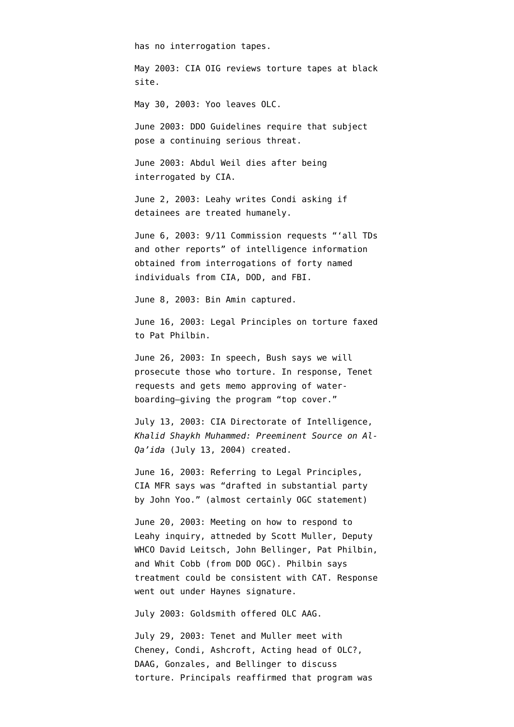has no interrogation tapes.

May 2003: CIA OIG reviews torture tapes at black site.

May 30, 2003: Yoo leaves OLC.

June 2003: DDO Guidelines require that subject pose a continuing serious threat.

June 2003: Abdul Weil dies after being interrogated by CIA.

June 2, 2003: Leahy writes Condi asking if detainees are treated humanely.

June 6, 2003: 9/11 Commission requests "'all TDs and other reports" of intelligence information obtained from interrogations of forty named individuals from CIA, DOD, and FBI.

June 8, 2003: Bin Amin captured.

June 16, 2003: Legal Principles on torture faxed to Pat Philbin.

June 26, 2003: In speech, Bush says we will prosecute those who torture. In response, Tenet requests and gets memo approving of water-boarding–giving the program "top cover."

July 13, 2003: CIA Directorate of Intelligence, *Khalid Shaykh Muhammed: Preeminent Source on Al-Qa'ida* (July 13, 2004) created.

June 16, 2003: Referring to Legal Principles, CIA MFR says was "drafted in substantial party by John Yoo." (almost certainly OGC statement)

June 20, 2003: Meeting on how to respond to Leahy inquiry, attneded by Scott Muller, Deputy WHCO David Leitsch, John Bellinger, Pat Philbin, and Whit Cobb (from DOD OGC). Philbin says treatment could be consistent with CAT. Response went out under Haynes signature.

July 2003: Goldsmith offered OLC AAG.

July 29, 2003: Tenet and Muller meet with Cheney, Condi, Ashcroft, Acting head of OLC?, DAAG, Gonzales, and Bellinger to discuss torture. Principals reaffirmed that program was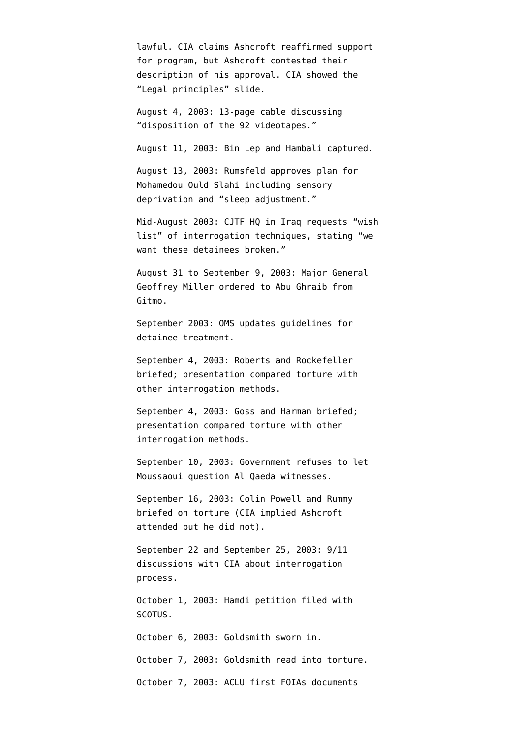lawful. CIA claims Ashcroft reaffirmed support for program, but Ashcroft contested their description of his approval. CIA showed the "Legal principles" slide.

August 4, 2003: 13-page cable discussing "disposition of the 92 videotapes."

August 11, 2003: Bin Lep and Hambali captured.

August 13, 2003: Rumsfeld approves plan for Mohamedou Ould Slahi including sensory deprivation and "sleep adjustment."

Mid-August 2003: CJTF HQ in Iraq requests "wish list" of interrogation techniques, stating "we want these detainees broken."

August 31 to September 9, 2003: Major General Geoffrey Miller ordered to Abu Ghraib from Gitmo.

September 2003: OMS updates guidelines for detainee treatment.

September 4, 2003: Roberts and Rockefeller briefed; presentation compared torture with other interrogation methods.

September 4, 2003: Goss and Harman briefed; presentation compared torture with other interrogation methods.

September 10, 2003: Government refuses to let Moussaoui question Al Qaeda witnesses.

September 16, 2003: Colin Powell and Rummy briefed on torture (CIA implied Ashcroft attended but he did not).

September 22 and September 25, 2003: 9/11 discussions with CIA about interrogation process.

October 1, 2003: Hamdi petition filed with SCOTUS.

October 6, 2003: Goldsmith sworn in.

October 7, 2003: Goldsmith read into torture.

October 7, 2003: ACLU first FOIAs documents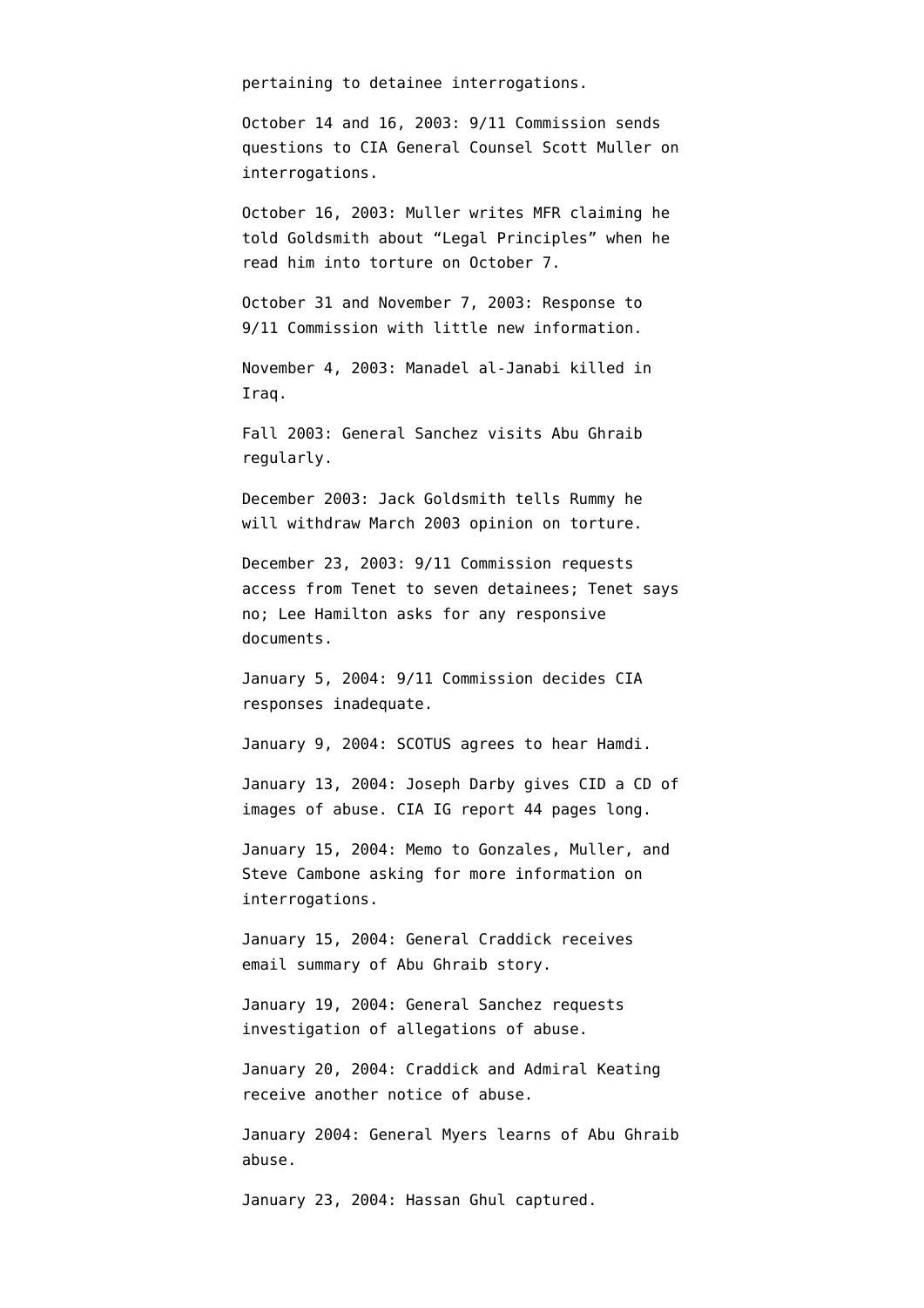pertaining to detainee interrogations.

October 14 and 16, 2003: 9/11 Commission sends questions to CIA General Counsel Scott Muller on interrogations.

October 16, 2003: Muller writes MFR claiming he told Goldsmith about "Legal Principles" when he read him into torture on October 7.

October 31 and November 7, 2003: Response to 9/11 Commission with little new information.

November 4, 2003: Manadel al-Janabi killed in Iraq.

Fall 2003: General Sanchez visits Abu Ghraib regularly.

December 2003: Jack Goldsmith tells Rummy he will withdraw March 2003 opinion on torture.

December 23, 2003: 9/11 Commission requests access from Tenet to seven detainees; Tenet says no; Lee Hamilton asks for any responsive documents.

January 5, 2004: 9/11 Commission decides CIA responses inadequate.

January 9, 2004: SCOTUS agrees to hear Hamdi.

January 13, 2004: Joseph Darby gives CID a CD of images of abuse. CIA IG report 44 pages long.

January 15, 2004: Memo to Gonzales, Muller, and Steve Cambone asking for more information on interrogations.

January 15, 2004: General Craddick receives email summary of Abu Ghraib story.

January 19, 2004: General Sanchez requests investigation of allegations of abuse.

January 20, 2004: Craddick and Admiral Keating receive another notice of abuse.

January 2004: General Myers learns of Abu Ghraib abuse.

January 23, 2004: Hassan Ghul captured.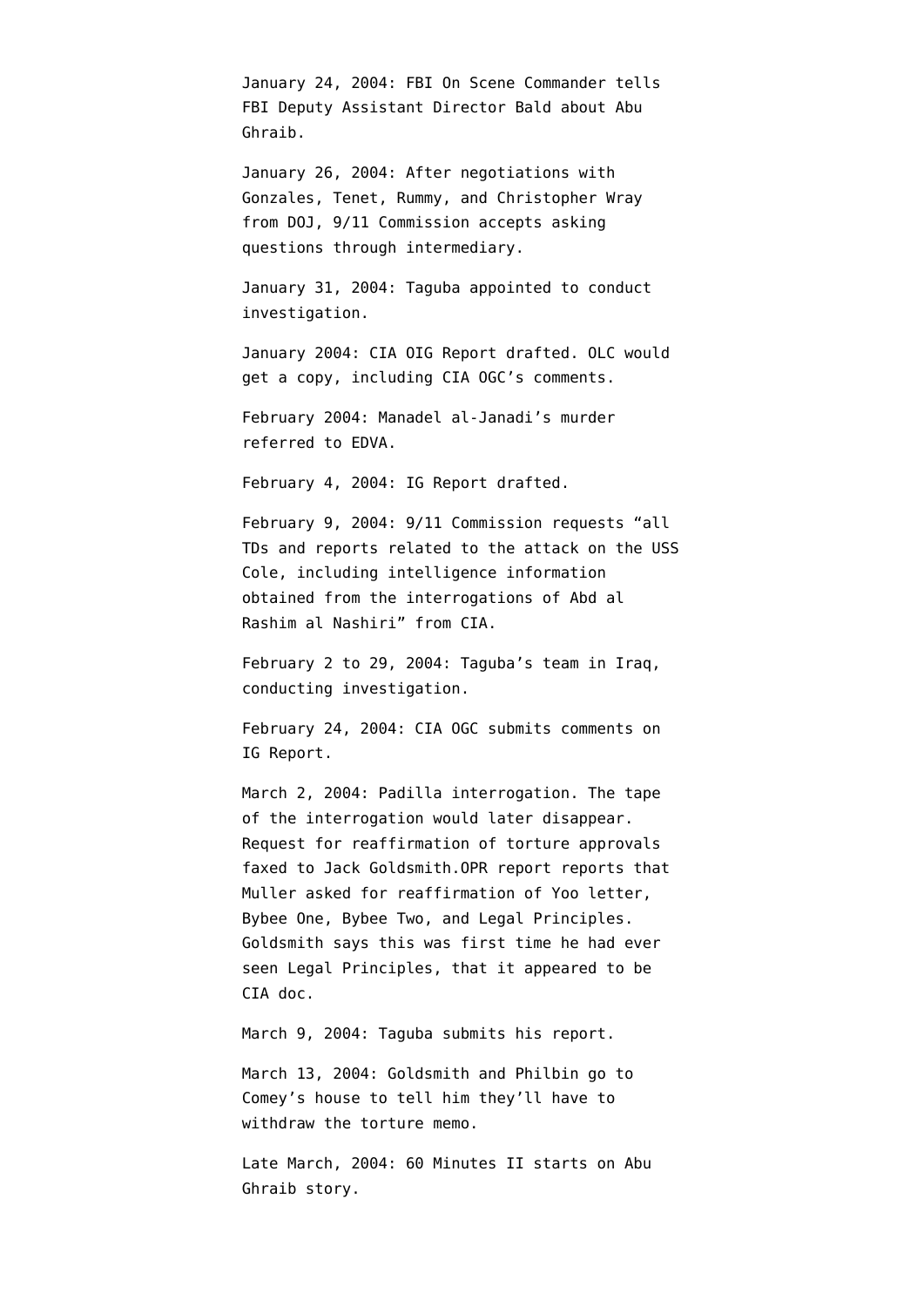January 24, 2004: FBI On Scene Commander tells FBI Deputy Assistant Director Bald about Abu Ghraib.

January 26, 2004: After negotiations with Gonzales, Tenet, Rummy, and Christopher Wray from DOJ, 9/11 Commission accepts asking questions through intermediary.

January 31, 2004: Taguba appointed to conduct investigation.

January 2004: CIA OIG Report drafted. OLC would get a copy, including CIA OGC's comments.

February 2004: Manadel al-Janadi's murder referred to EDVA.

February 4, 2004: IG Report drafted.

February 9, 2004: 9/11 Commission requests "all TDs and reports related to the attack on the USS Cole, including intelligence information obtained from the interrogations of Abd al Rashim al Nashiri" from CIA.

February 2 to 29, 2004: Taguba's team in Iraq, conducting investigation.

February 24, 2004: CIA OGC submits comments on IG Report.

March 2, 2004: Padilla interrogation. The tape of the interrogation would later disappear. Request for reaffirmation of torture approvals faxed to Jack Goldsmith.OPR report reports that Muller asked for reaffirmation of Yoo letter, Bybee One, Bybee Two, and Legal Principles. Goldsmith says this was first time he had ever seen Legal Principles, that it appeared to be CIA doc.

March 9, 2004: Taguba submits his report.

March 13, 2004: Goldsmith and Philbin go to Comey's house to tell him they'll have to withdraw the torture memo.

Late March, 2004: 60 Minutes II starts on Abu Ghraib story.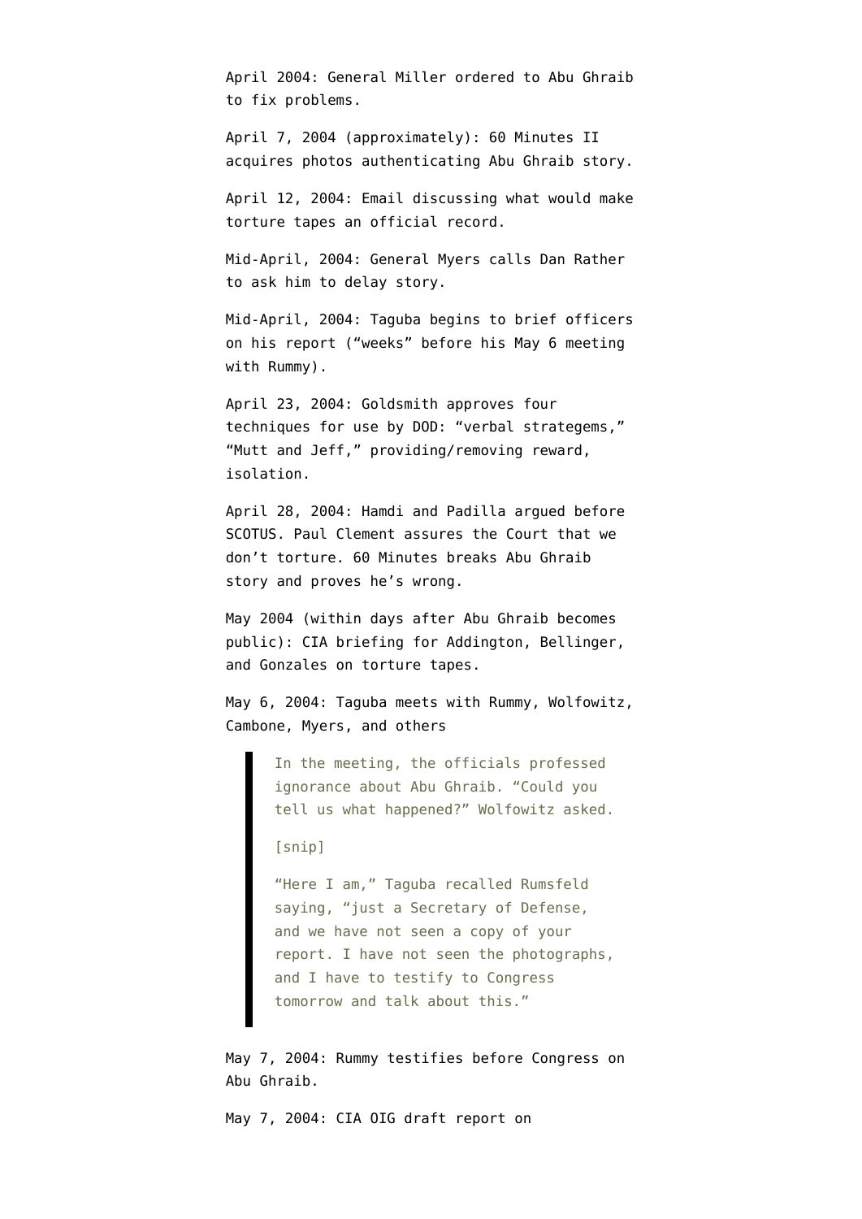April 2004: General Miller ordered to Abu Ghraib to fix problems.

April 7, 2004 (approximately): 60 Minutes II acquires photos authenticating Abu Ghraib story.

April 12, 2004: Email discussing what would make torture tapes an official record.

Mid-April, 2004: General Myers calls Dan Rather to ask him to delay story.

Mid-April, 2004: Taguba begins to brief officers on his report ("weeks" before his May 6 meeting with Rummy).

April 23, 2004: Goldsmith approves four techniques for use by DOD: "verbal strategems," "Mutt and Jeff," providing/removing reward, isolation.

April 28, 2004: Hamdi and Padilla argued before SCOTUS. Paul Clement assures the Court that we don't torture. 60 Minutes breaks Abu Ghraib story and proves he's wrong.

May 2004 (within days after Abu Ghraib becomes public): CIA briefing for Addington, Bellinger, and Gonzales on torture tapes.

May 6, 2004: Taguba meets with Rummy, Wolfowitz, Cambone, Myers, and others

> In the meeting, the officials professed ignorance about Abu Ghraib. "Could you tell us what happened?" Wolfowitz asked.
>
> [snip]
>
> "Here I am," Taguba recalled Rumsfeld saying, "just a Secretary of Defense, and we have not seen a copy of your report. I have not seen the photographs, and I have to testify to Congress tomorrow and talk about this."

May 7, 2004: Rummy testifies before Congress on Abu Ghraib.

May 7, 2004: CIA OIG draft report on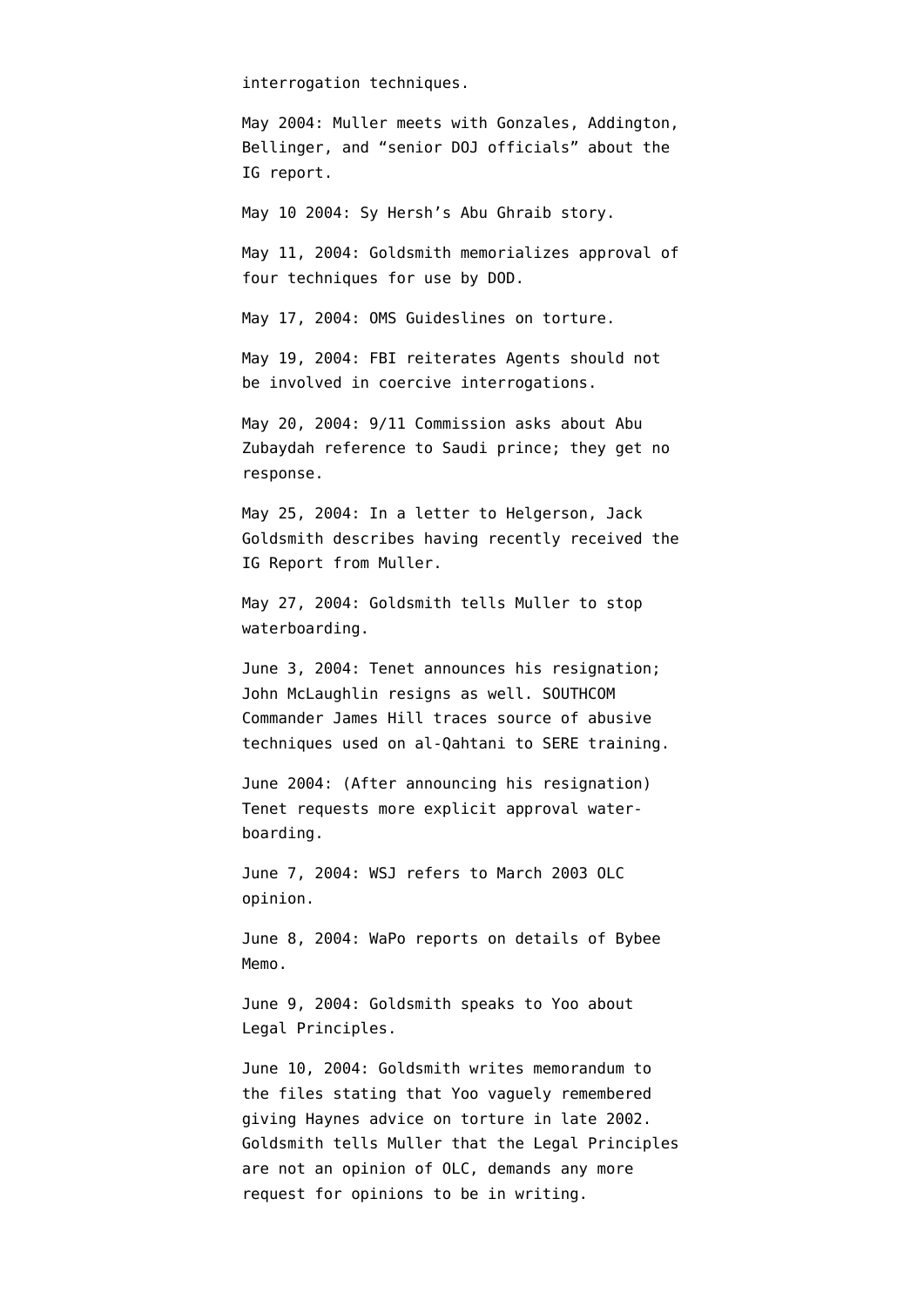interrogation techniques.

May 2004: Muller meets with Gonzales, Addington, Bellinger, and "senior DOJ officials" about the IG report.

May 10 2004: Sy Hersh's Abu Ghraib story.

May 11, 2004: Goldsmith memorializes approval of four techniques for use by DOD.

May 17, 2004: OMS Guideslines on torture.

May 19, 2004: FBI reiterates Agents should not be involved in coercive interrogations.

May 20, 2004: 9/11 Commission asks about Abu Zubaydah reference to Saudi prince; they get no response.

May 25, 2004: In a letter to Helgerson, Jack Goldsmith describes having recently received the IG Report from Muller.

May 27, 2004: Goldsmith tells Muller to stop waterboarding.

June 3, 2004: Tenet announces his resignation; John McLaughlin resigns as well. SOUTHCOM Commander James Hill traces source of abusive techniques used on al-Qahtani to SERE training.

June 2004: (After announcing his resignation) Tenet requests more explicit approval water-boarding.

June 7, 2004: WSJ refers to March 2003 OLC opinion.

June 8, 2004: WaPo reports on details of Bybee Memo.

June 9, 2004: Goldsmith speaks to Yoo about Legal Principles.

June 10, 2004: Goldsmith writes memorandum to the files stating that Yoo vaguely remembered giving Haynes advice on torture in late 2002. Goldsmith tells Muller that the Legal Principles are not an opinion of OLC, demands any more request for opinions to be in writing.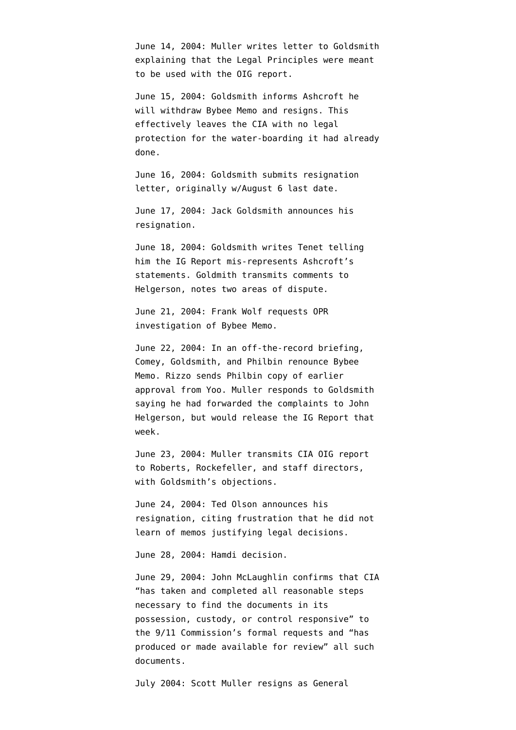June 14, 2004: Muller writes letter to Goldsmith explaining that the Legal Principles were meant to be used with the OIG report.

June 15, 2004: Goldsmith informs Ashcroft he will withdraw Bybee Memo and resigns. This effectively leaves the CIA with no legal protection for the water-boarding it had already done.

June 16, 2004: Goldsmith submits resignation letter, originally w/August 6 last date.

June 17, 2004: Jack Goldsmith announces his resignation.

June 18, 2004: Goldsmith writes Tenet telling him the IG Report mis-represents Ashcroft's statements. Goldmith transmits comments to Helgerson, notes two areas of dispute.

June 21, 2004: Frank Wolf requests OPR investigation of Bybee Memo.

June 22, 2004: In an off-the-record briefing, Comey, Goldsmith, and Philbin renounce Bybee Memo. Rizzo sends Philbin copy of earlier approval from Yoo. Muller responds to Goldsmith saying he had forwarded the complaints to John Helgerson, but would release the IG Report that week.

June 23, 2004: Muller transmits CIA OIG report to Roberts, Rockefeller, and staff directors, with Goldsmith's objections.

June 24, 2004: Ted Olson announces his resignation, citing frustration that he did not learn of memos justifying legal decisions.

June 28, 2004: Hamdi decision.

June 29, 2004: John McLaughlin confirms that CIA "has taken and completed all reasonable steps necessary to find the documents in its possession, custody, or control responsive" to the 9/11 Commission's formal requests and "has produced or made available for review" all such documents.

July 2004: Scott Muller resigns as General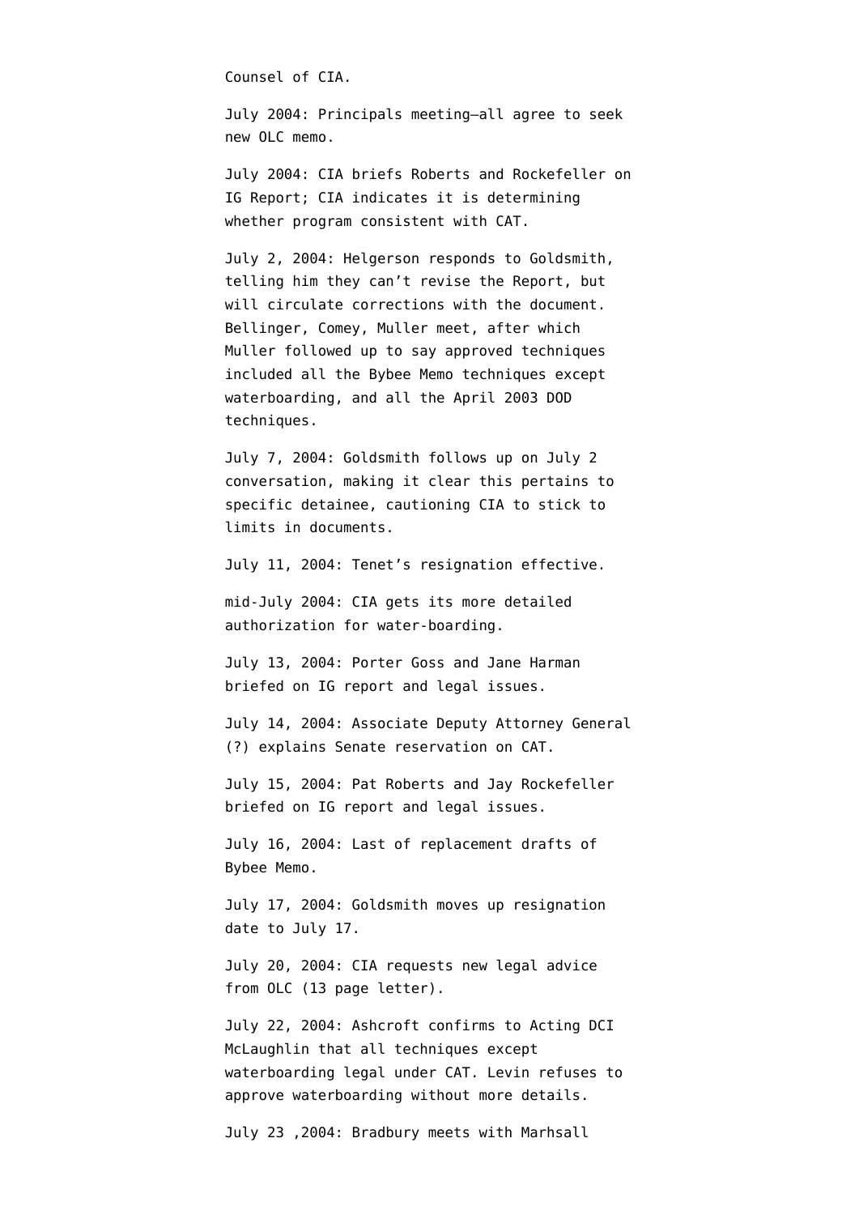Counsel of CIA.

July 2004: Principals meeting—all agree to seek new OLC memo.

July 2004: CIA briefs Roberts and Rockefeller on IG Report; CIA indicates it is determining whether program consistent with CAT.

July 2, 2004: Helgerson responds to Goldsmith, telling him they can't revise the Report, but will circulate corrections with the document. Bellinger, Comey, Muller meet, after which Muller followed up to say approved techniques included all the Bybee Memo techniques except waterboarding, and all the April 2003 DOD techniques.

July 7, 2004: Goldsmith follows up on July 2 conversation, making it clear this pertains to specific detainee, cautioning CIA to stick to limits in documents.

July 11, 2004: Tenet's resignation effective.

mid-July 2004: CIA gets its more detailed authorization for water-boarding.

July 13, 2004: Porter Goss and Jane Harman briefed on IG report and legal issues.

July 14, 2004: Associate Deputy Attorney General (?) explains Senate reservation on CAT.

July 15, 2004: Pat Roberts and Jay Rockefeller briefed on IG report and legal issues.

July 16, 2004: Last of replacement drafts of Bybee Memo.

July 17, 2004: Goldsmith moves up resignation date to July 17.

July 20, 2004: CIA requests new legal advice from OLC (13 page letter).

July 22, 2004: Ashcroft confirms to Acting DCI McLaughlin that all techniques except waterboarding legal under CAT. Levin refuses to approve waterboarding without more details.

July 23 ,2004: Bradbury meets with Marhsall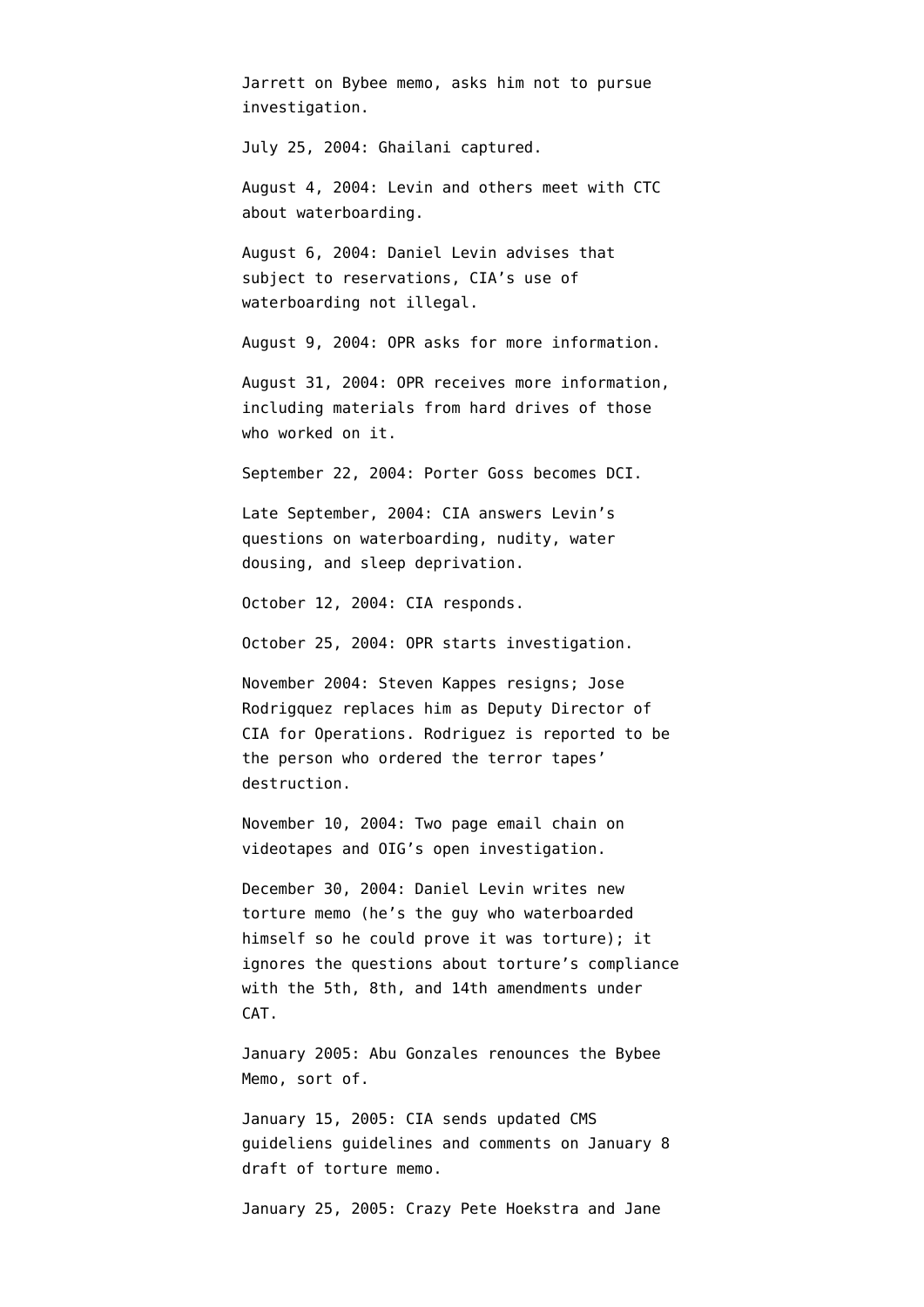Jarrett on Bybee memo, asks him not to pursue investigation.

July 25, 2004: Ghailani captured.

August 4, 2004: Levin and others meet with CTC about waterboarding.

August 6, 2004: Daniel Levin advises that subject to reservations, CIA's use of waterboarding not illegal.

August 9, 2004: OPR asks for more information.

August 31, 2004: OPR receives more information, including materials from hard drives of those who worked on it.

September 22, 2004: Porter Goss becomes DCI.

Late September, 2004: CIA answers Levin's questions on waterboarding, nudity, water dousing, and sleep deprivation.

October 12, 2004: CIA responds.

October 25, 2004: OPR starts investigation.

November 2004: Steven Kappes resigns; Jose Rodrigquez replaces him as Deputy Director of CIA for Operations. Rodriguez is reported to be the person who ordered the terror tapes' destruction.

November 10, 2004: Two page email chain on videotapes and OIG's open investigation.

December 30, 2004: Daniel Levin writes new torture memo (he's the guy who waterboarded himself so he could prove it was torture); it ignores the questions about torture's compliance with the 5th, 8th, and 14th amendments under CAT.

January 2005: Abu Gonzales renounces the Bybee Memo, sort of.

January 15, 2005: CIA sends updated CMS guideliens guidelines and comments on January 8 draft of torture memo.

January 25, 2005: Crazy Pete Hoekstra and Jane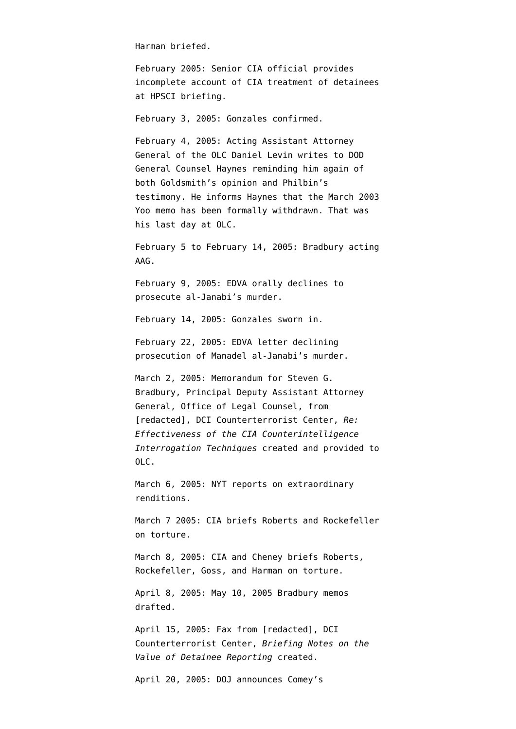Harman briefed.

February 2005: Senior CIA official provides incomplete account of CIA treatment of detainees at HPSCI briefing.

February 3, 2005: Gonzales confirmed.

February 4, 2005: Acting Assistant Attorney General of the OLC Daniel Levin writes to DOD General Counsel Haynes reminding him again of both Goldsmith's opinion and Philbin's testimony. He informs Haynes that the March 2003 Yoo memo has been formally withdrawn. That was his last day at OLC.

February 5 to February 14, 2005: Bradbury acting AAG.

February 9, 2005: EDVA orally declines to prosecute al-Janabi's murder.

February 14, 2005: Gonzales sworn in.

February 22, 2005: EDVA letter declining prosecution of Manadel al-Janabi's murder.

March 2, 2005: Memorandum for Steven G. Bradbury, Principal Deputy Assistant Attorney General, Office of Legal Counsel, from [redacted], DCI Counterterrorist Center, *Re: Effectiveness of the CIA Counterintelligence Interrogation Techniques* created and provided to OLC.

March 6, 2005: NYT reports on extraordinary renditions.

March 7 2005: CIA briefs Roberts and Rockefeller on torture.

March 8, 2005: CIA and Cheney briefs Roberts, Rockefeller, Goss, and Harman on torture.

April 8, 2005: May 10, 2005 Bradbury memos drafted.

April 15, 2005: Fax from [redacted], DCI Counterterrorist Center, *Briefing Notes on the Value of Detainee Reporting* created.

April 20, 2005: DOJ announces Comey's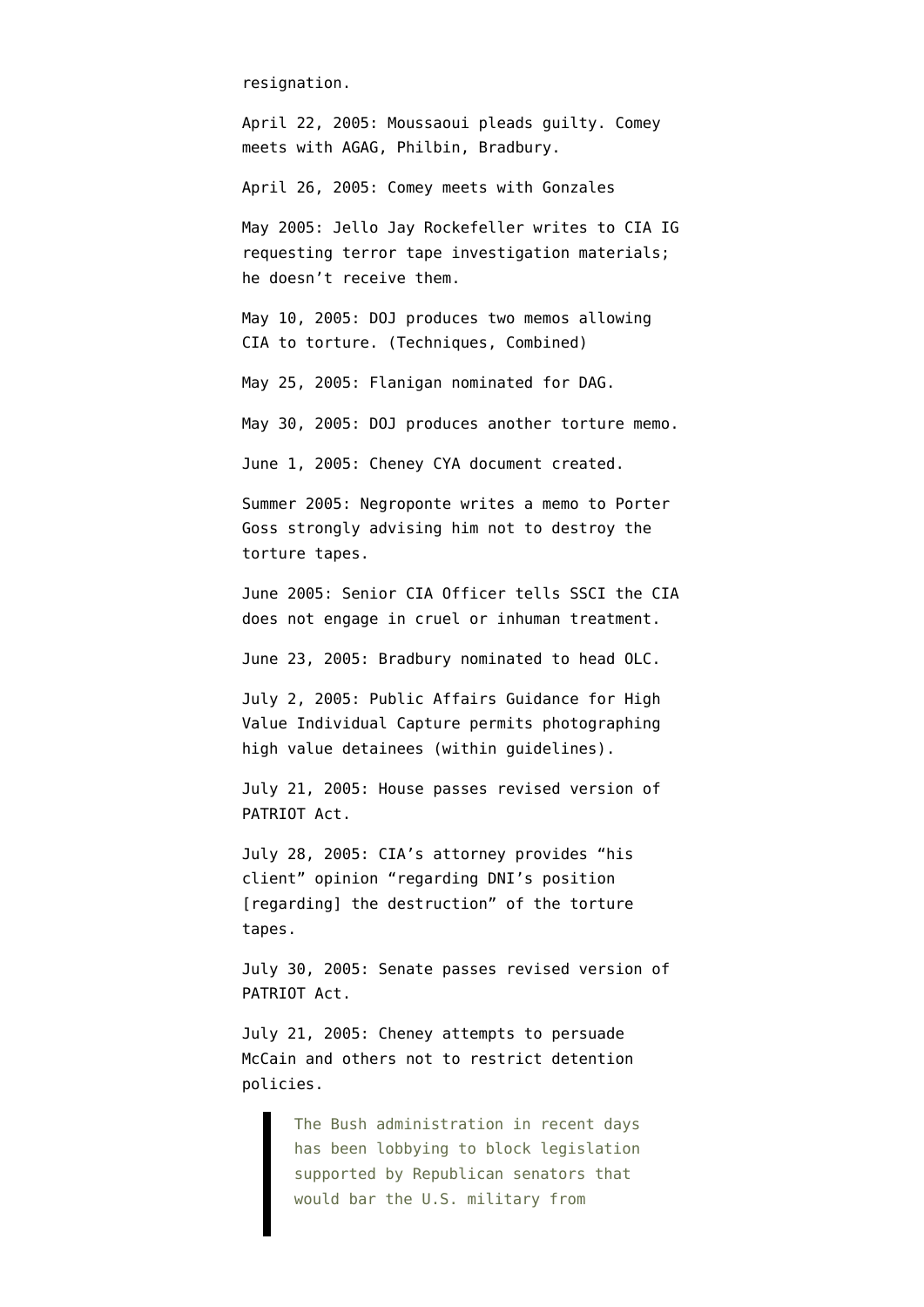resignation.

April 22, 2005: Moussaoui pleads guilty. Comey meets with AGAG, Philbin, Bradbury.

April 26, 2005: Comey meets with Gonzales

May 2005: Jello Jay Rockefeller writes to CIA IG requesting terror tape investigation materials; he doesn't receive them.

May 10, 2005: DOJ produces two memos allowing CIA to torture. (Techniques, Combined)

May 25, 2005: Flanigan nominated for DAG.

May 30, 2005: DOJ produces another torture memo.

June 1, 2005: Cheney CYA document created.

Summer 2005: Negroponte writes a memo to Porter Goss strongly advising him not to destroy the torture tapes.

June 2005: Senior CIA Officer tells SSCI the CIA does not engage in cruel or inhuman treatment.

June 23, 2005: Bradbury nominated to head OLC.

July 2, 2005: Public Affairs Guidance for High Value Individual Capture permits photographing high value detainees (within guidelines).

July 21, 2005: House passes revised version of PATRIOT Act.

July 28, 2005: CIA's attorney provides "his client" opinion "regarding DNI's position [regarding] the destruction" of the torture tapes.

July 30, 2005: Senate passes revised version of PATRIOT Act.

July 21, 2005: Cheney attempts to persuade McCain and others not to restrict detention policies.

> The Bush administration in recent days has been lobbying to block legislation supported by Republican senators that would bar the U.S. military from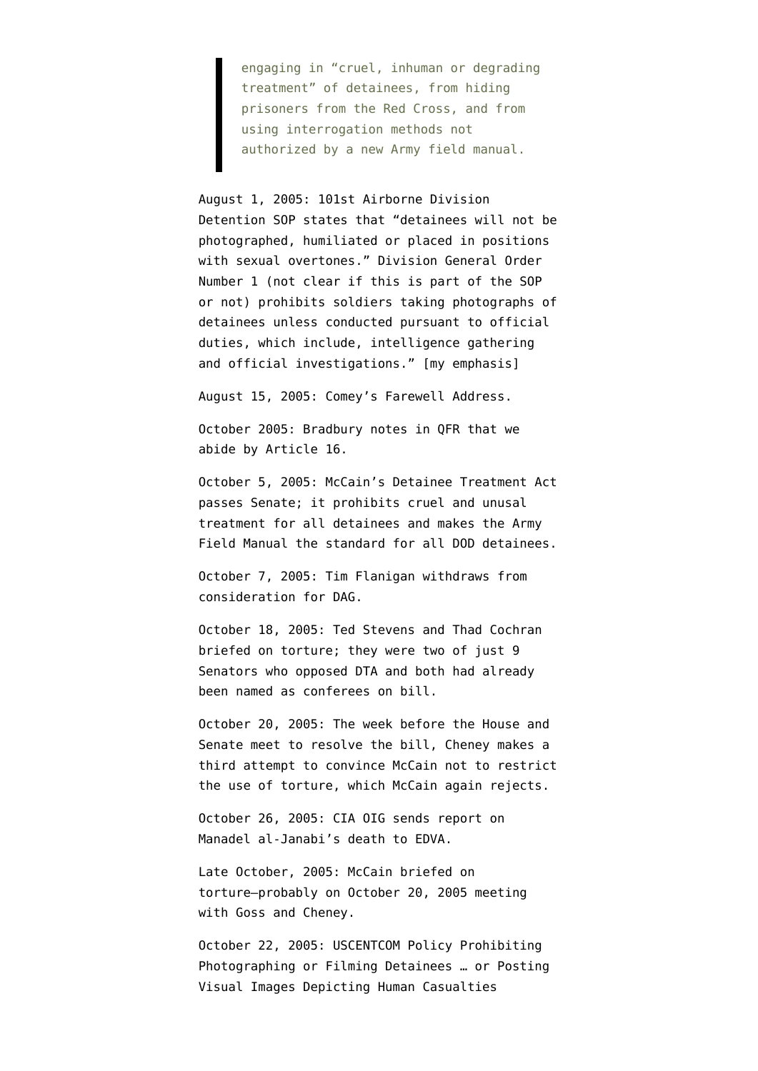> engaging in "cruel, inhuman or degrading treatment" of detainees, from hiding prisoners from the Red Cross, and from using interrogation methods not authorized by a new Army field manual.

August 1, 2005: 101st Airborne Division Detention SOP states that "detainees will not be photographed, humiliated or placed in positions with sexual overtones." Division General Order Number 1 (not clear if this is part of the SOP or not) prohibits soldiers taking photographs of detainees unless conducted pursuant to official duties, which include, intelligence gathering and official investigations." [my emphasis]

August 15, 2005: Comey's Farewell Address.

October 2005: Bradbury notes in QFR that we abide by Article 16.

October 5, 2005: McCain's Detainee Treatment Act passes Senate; it prohibits cruel and unusal treatment for all detainees and makes the Army Field Manual the standard for all DOD detainees.

October 7, 2005: Tim Flanigan withdraws from consideration for DAG.

October 18, 2005: Ted Stevens and Thad Cochran briefed on torture; they were two of just 9 Senators who opposed DTA and both had already been named as conferees on bill.

October 20, 2005: The week before the House and Senate meet to resolve the bill, Cheney makes a third attempt to convince McCain not to restrict the use of torture, which McCain again rejects.

October 26, 2005: CIA OIG sends report on Manadel al-Janabi's death to EDVA.

Late October, 2005: McCain briefed on torture—probably on October 20, 2005 meeting with Goss and Cheney.

October 22, 2005: USCENTCOM Policy Prohibiting Photographing or Filming Detainees … or Posting Visual Images Depicting Human Casualties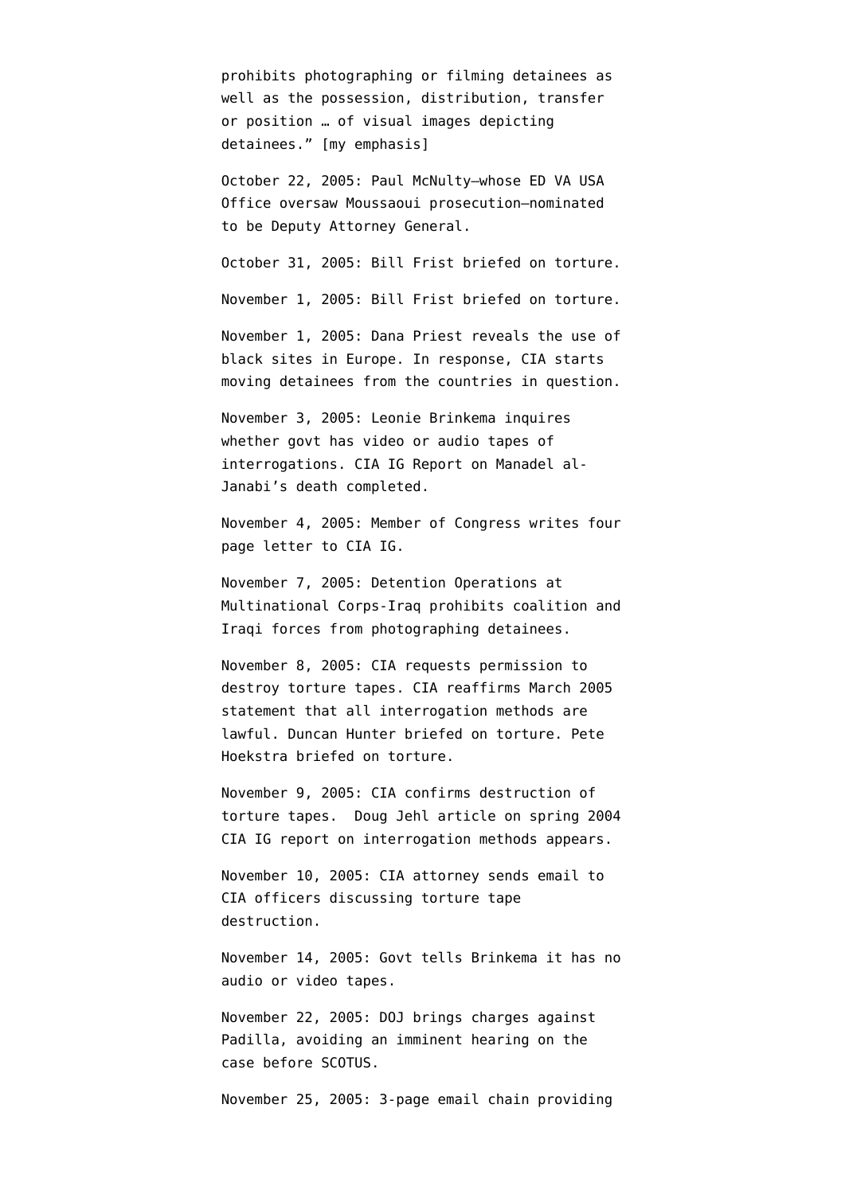prohibits photographing or filming detainees as well as the possession, distribution, transfer or position … of visual images depicting detainees." [my emphasis]

October 22, 2005: Paul McNulty–whose ED VA USA Office oversaw Moussaoui prosecution–nominated to be Deputy Attorney General.

October 31, 2005: Bill Frist briefed on torture.

November 1, 2005: Bill Frist briefed on torture.

November 1, 2005: Dana Priest reveals the use of black sites in Europe. In response, CIA starts moving detainees from the countries in question.

November 3, 2005: Leonie Brinkema inquires whether govt has video or audio tapes of interrogations. CIA IG Report on Manadel al-Janabi's death completed.

November 4, 2005: Member of Congress writes four page letter to CIA IG.

November 7, 2005: Detention Operations at Multinational Corps-Iraq prohibits coalition and Iraqi forces from photographing detainees.

November 8, 2005: CIA requests permission to destroy torture tapes. CIA reaffirms March 2005 statement that all interrogation methods are lawful. Duncan Hunter briefed on torture. Pete Hoekstra briefed on torture.

November 9, 2005: CIA confirms destruction of torture tapes. Doug Jehl article on spring 2004 CIA IG report on interrogation methods appears.

November 10, 2005: CIA attorney sends email to CIA officers discussing torture tape destruction.

November 14, 2005: Govt tells Brinkema it has no audio or video tapes.

November 22, 2005: DOJ brings charges against Padilla, avoiding an imminent hearing on the case before SCOTUS.

November 25, 2005: 3-page email chain providing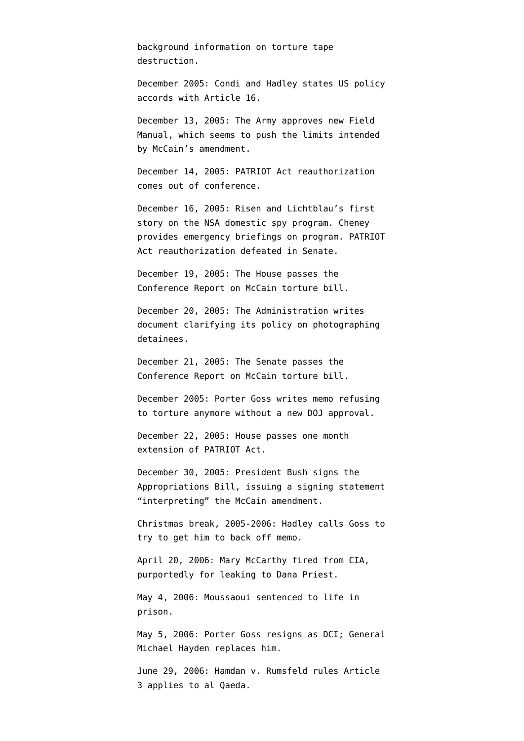background information on torture tape destruction.

December 2005: Condi and Hadley states US policy accords with Article 16.

December 13, 2005: The Army approves new Field Manual, which seems to push the limits intended by McCain’s amendment.

December 14, 2005: PATRIOT Act reauthorization comes out of conference.

December 16, 2005: Risen and Lichtblau’s first story on the NSA domestic spy program. Cheney provides emergency briefings on program. PATRIOT Act reauthorization defeated in Senate.

December 19, 2005: The House passes the Conference Report on McCain torture bill.

December 20, 2005: The Administration writes document clarifying its policy on photographing detainees.

December 21, 2005: The Senate passes the Conference Report on McCain torture bill.

December 2005: Porter Goss writes memo refusing to torture anymore without a new DOJ approval.

December 22, 2005: House passes one month extension of PATRIOT Act.

December 30, 2005: President Bush signs the Appropriations Bill, issuing a signing statement “interpreting” the McCain amendment.

Christmas break, 2005-2006: Hadley calls Goss to try to get him to back off memo.

April 20, 2006: Mary McCarthy fired from CIA, purportedly for leaking to Dana Priest.

May 4, 2006: Moussaoui sentenced to life in prison.

May 5, 2006: Porter Goss resigns as DCI; General Michael Hayden replaces him.

June 29, 2006: Hamdan v. Rumsfeld rules Article 3 applies to al Qaeda.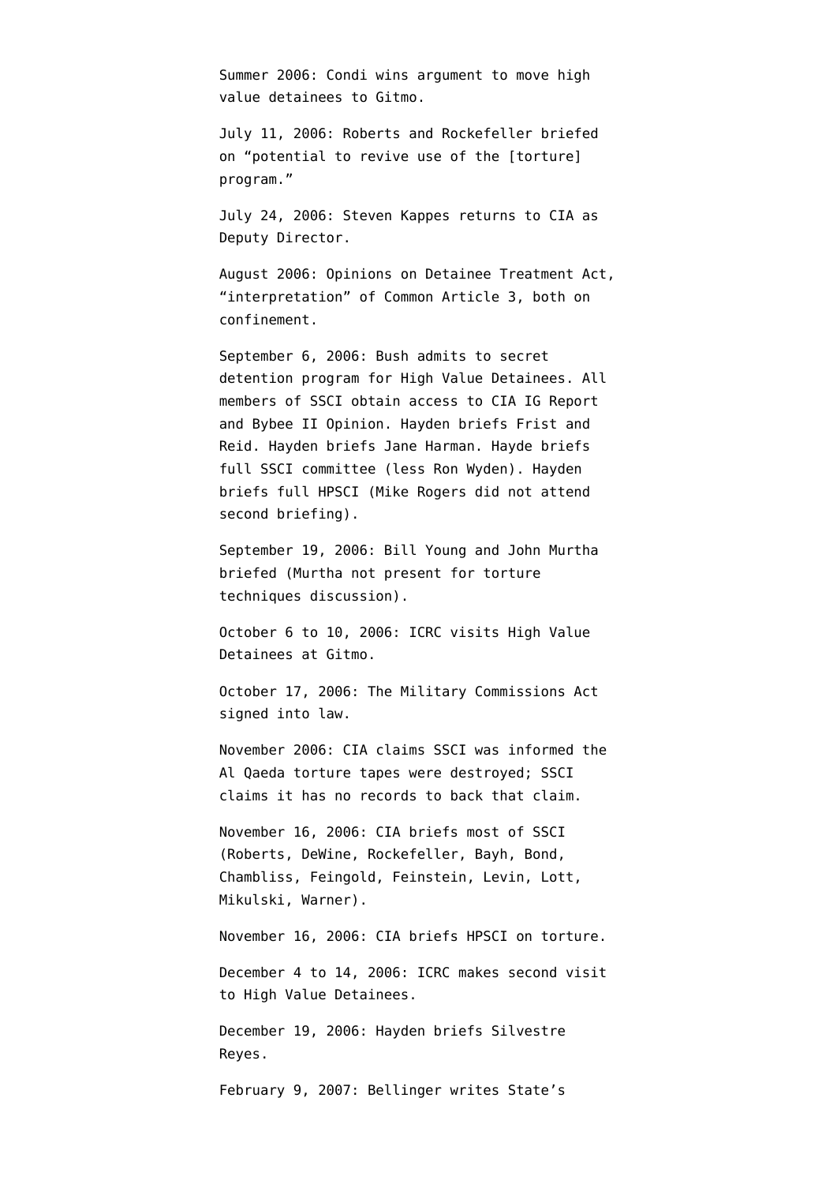Summer 2006: Condi wins argument to move high value detainees to Gitmo.

July 11, 2006: Roberts and Rockefeller briefed on "potential to revive use of the [torture] program."

July 24, 2006: Steven Kappes returns to CIA as Deputy Director.

August 2006: Opinions on Detainee Treatment Act, "interpretation" of Common Article 3, both on confinement.

September 6, 2006: Bush admits to secret detention program for High Value Detainees. All members of SSCI obtain access to CIA IG Report and Bybee II Opinion. Hayden briefs Frist and Reid. Hayden briefs Jane Harman. Hayde briefs full SSCI committee (less Ron Wyden). Hayden briefs full HPSCI (Mike Rogers did not attend second briefing).

September 19, 2006: Bill Young and John Murtha briefed (Murtha not present for torture techniques discussion).

October 6 to 10, 2006: ICRC visits High Value Detainees at Gitmo.

October 17, 2006: The Military Commissions Act signed into law.

November 2006: CIA claims SSCI was informed the Al Qaeda torture tapes were destroyed; SSCI claims it has no records to back that claim.

November 16, 2006: CIA briefs most of SSCI (Roberts, DeWine, Rockefeller, Bayh, Bond, Chambliss, Feingold, Feinstein, Levin, Lott, Mikulski, Warner).

November 16, 2006: CIA briefs HPSCI on torture.

December 4 to 14, 2006: ICRC makes second visit to High Value Detainees.

December 19, 2006: Hayden briefs Silvestre Reyes.

February 9, 2007: Bellinger writes State's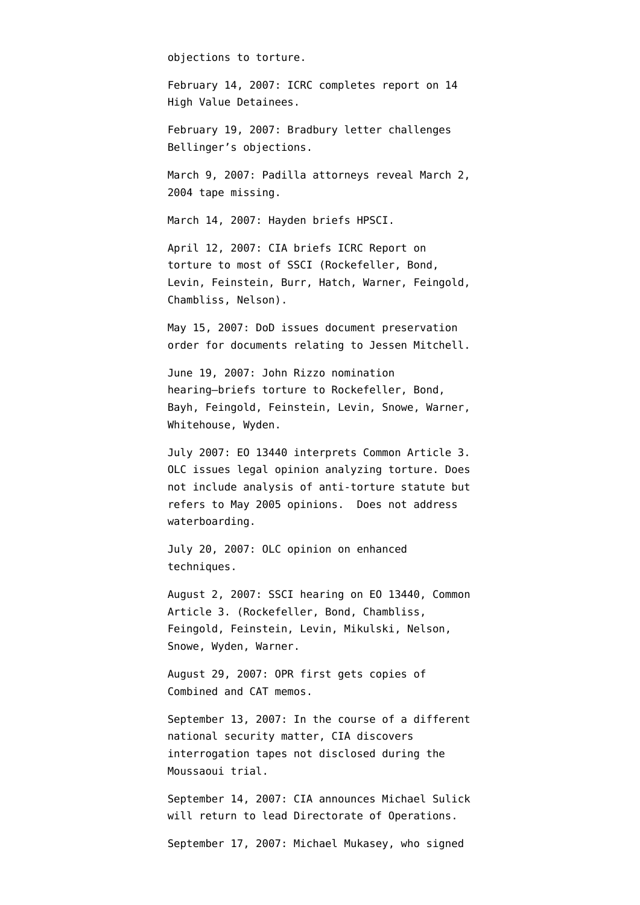objections to torture.

February 14, 2007: ICRC completes report on 14 High Value Detainees.

February 19, 2007: Bradbury letter challenges Bellinger's objections.

March 9, 2007: Padilla attorneys reveal March 2, 2004 tape missing.

March 14, 2007: Hayden briefs HPSCI.

April 12, 2007: CIA briefs ICRC Report on torture to most of SSCI (Rockefeller, Bond, Levin, Feinstein, Burr, Hatch, Warner, Feingold, Chambliss, Nelson).

May 15, 2007: DoD issues document preservation order for documents relating to Jessen Mitchell.

June 19, 2007: John Rizzo nomination hearing—briefs torture to Rockefeller, Bond, Bayh, Feingold, Feinstein, Levin, Snowe, Warner, Whitehouse, Wyden.

July 2007: EO 13440 interprets Common Article 3. OLC issues legal opinion analyzing torture. Does not include analysis of anti-torture statute but refers to May 2005 opinions. Does not address waterboarding.

July 20, 2007: OLC opinion on enhanced techniques.

August 2, 2007: SSCI hearing on EO 13440, Common Article 3. (Rockefeller, Bond, Chambliss, Feingold, Feinstein, Levin, Mikulski, Nelson, Snowe, Wyden, Warner.

August 29, 2007: OPR first gets copies of Combined and CAT memos.

September 13, 2007: In the course of a different national security matter, CIA discovers interrogation tapes not disclosed during the Moussaoui trial.

September 14, 2007: CIA announces Michael Sulick will return to lead Directorate of Operations.

September 17, 2007: Michael Mukasey, who signed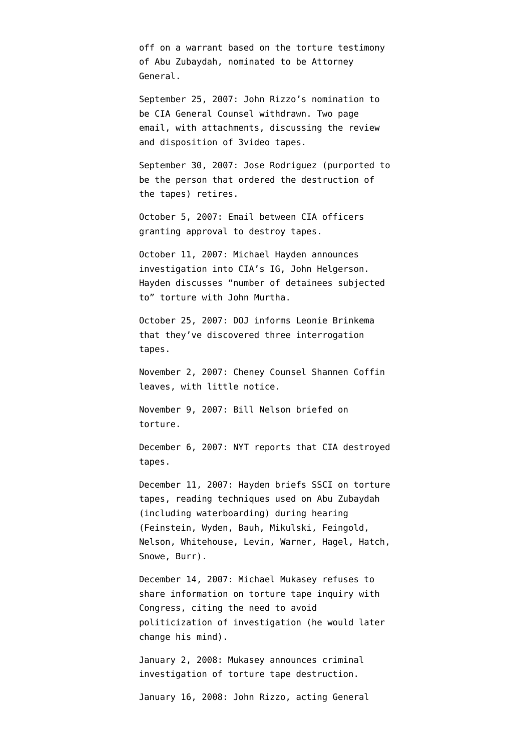off on a warrant based on the torture testimony of Abu Zubaydah, nominated to be Attorney General.

September 25, 2007: John Rizzo's nomination to be CIA General Counsel withdrawn. Two page email, with attachments, discussing the review and disposition of 3video tapes.

September 30, 2007: Jose Rodriguez (purported to be the person that ordered the destruction of the tapes) retires.

October 5, 2007: Email between CIA officers granting approval to destroy tapes.

October 11, 2007: Michael Hayden announces investigation into CIA's IG, John Helgerson. Hayden discusses "number of detainees subjected to" torture with John Murtha.

October 25, 2007: DOJ informs Leonie Brinkema that they've discovered three interrogation tapes.

November 2, 2007: Cheney Counsel Shannen Coffin leaves, with little notice.

November 9, 2007: Bill Nelson briefed on torture.

December 6, 2007: NYT reports that CIA destroyed tapes.

December 11, 2007: Hayden briefs SSCI on torture tapes, reading techniques used on Abu Zubaydah (including waterboarding) during hearing (Feinstein, Wyden, Bauh, Mikulski, Feingold, Nelson, Whitehouse, Levin, Warner, Hagel, Hatch, Snowe, Burr).

December 14, 2007: Michael Mukasey refuses to share information on torture tape inquiry with Congress, citing the need to avoid politicization of investigation (he would later change his mind).

January 2, 2008: Mukasey announces criminal investigation of torture tape destruction.

January 16, 2008: John Rizzo, acting General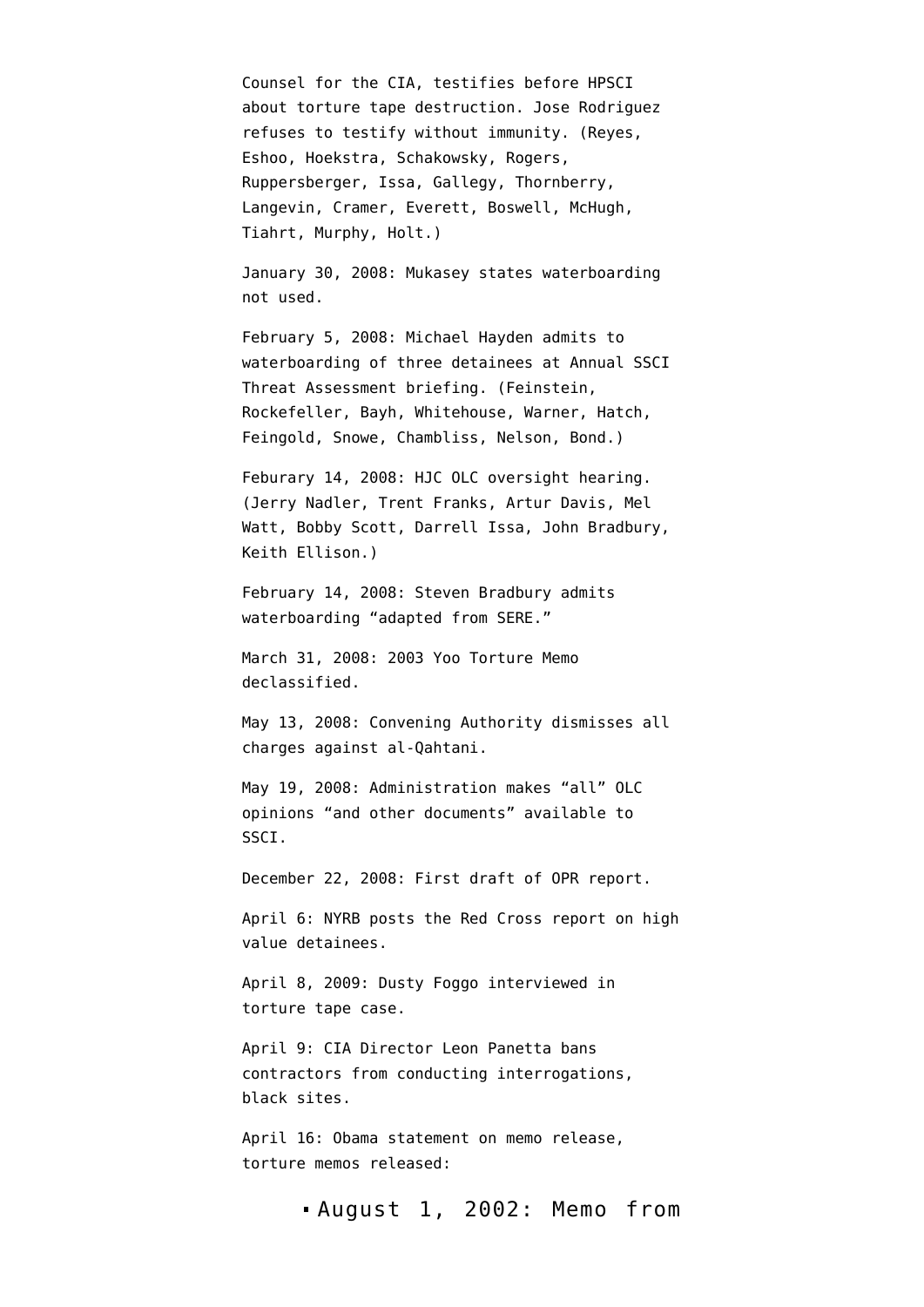Counsel for the CIA, testifies before HPSCI about torture tape destruction. Jose Rodriguez refuses to testify without immunity. (Reyes, Eshoo, Hoekstra, Schakowsky, Rogers, Ruppersberger, Issa, Gallegy, Thornberry, Langevin, Cramer, Everett, Boswell, McHugh, Tiahrt, Murphy, Holt.)

January 30, 2008: Mukasey states waterboarding not used.

February 5, 2008: Michael Hayden admits to waterboarding of three detainees at Annual SSCI Threat Assessment briefing. (Feinstein, Rockefeller, Bayh, Whitehouse, Warner, Hatch, Feingold, Snowe, Chambliss, Nelson, Bond.)

Feburary 14, 2008: HJC OLC oversight hearing. (Jerry Nadler, Trent Franks, Artur Davis, Mel Watt, Bobby Scott, Darrell Issa, John Bradbury, Keith Ellison.)

February 14, 2008: Steven Bradbury admits waterboarding "adapted from SERE."

March 31, 2008: 2003 Yoo Torture Memo declassified.

May 13, 2008: Convening Authority dismisses all charges against al-Qahtani.

May 19, 2008: Administration makes "all" OLC opinions "and other documents" available to SSCI.

December 22, 2008: First draft of OPR report.

April 6: NYRB posts the Red Cross report on high value detainees.

April 8, 2009: Dusty Foggo interviewed in torture tape case.

April 9: CIA Director Leon Panetta bans contractors from conducting interrogations, black sites.

April 16: Obama statement on memo release, torture memos released:

- August 1, 2002: Memo from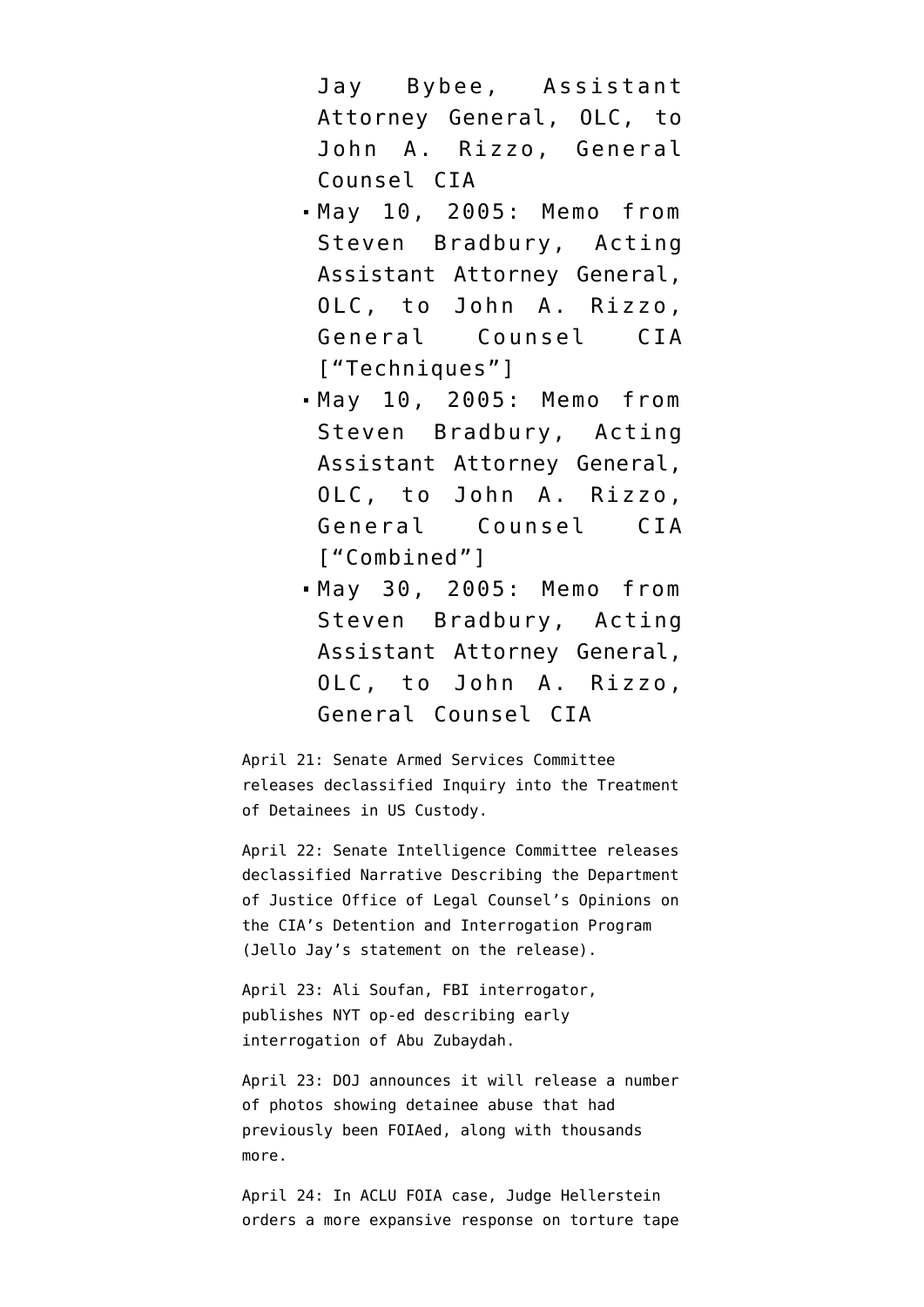Jay Bybee, Assistant Attorney General, OLC, to John A. Rizzo, General Counsel CIA

- May 10, 2005: Memo from Steven Bradbury, Acting Assistant Attorney General, OLC, to John A. Rizzo, General Counsel CIA ["Techniques"]
- May 10, 2005: Memo from Steven Bradbury, Acting Assistant Attorney General, OLC, to John A. Rizzo, General Counsel CIA ["Combined"]
- May 30, 2005: Memo from Steven Bradbury, Acting Assistant Attorney General, OLC, to John A. Rizzo, General Counsel CIA

April 21: Senate Armed Services Committee releases declassified Inquiry into the Treatment of Detainees in US Custody.

April 22: Senate Intelligence Committee releases declassified Narrative Describing the Department of Justice Office of Legal Counsel's Opinions on the CIA's Detention and Interrogation Program (Jello Jay's statement on the release).

April 23: Ali Soufan, FBI interrogator, publishes NYT op-ed describing early interrogation of Abu Zubaydah.

April 23: DOJ announces it will release a number of photos showing detainee abuse that had previously been FOIAed, along with thousands more.

April 24: In ACLU FOIA case, Judge Hellerstein orders a more expansive response on torture tape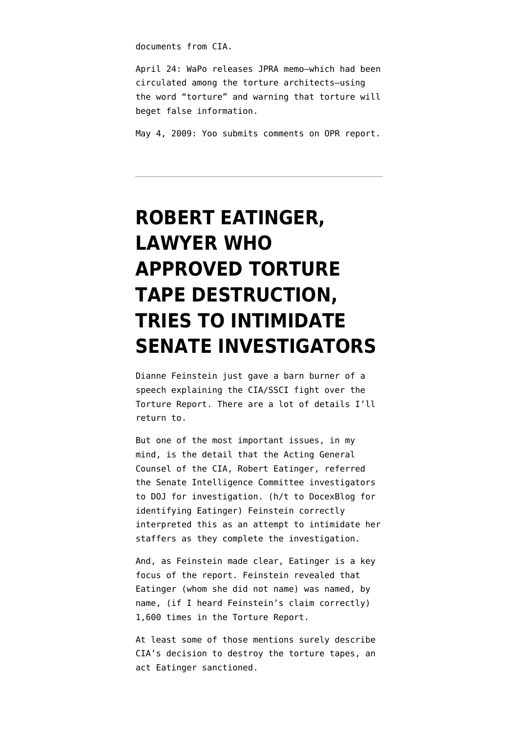documents from CIA.

April 24: WaPo releases JPRA memo–which had been circulated among the torture architects–using the word "torture" and warning that torture will beget false information.

May 4, 2009: Yoo submits comments on OPR report.

---

# ROBERT EATINGER, LAWYER WHO APPROVED TORTURE TAPE DESTRUCTION, TRIES TO INTIMIDATE SENATE INVESTIGATORS

Dianne Feinstein just gave a barn burner of a speech explaining the CIA/SSCI fight over the Torture Report. There are a lot of details I'll return to.

But one of the most important issues, in my mind, is the detail that the Acting General Counsel of the CIA, Robert Eatinger, referred the Senate Intelligence Committee investigators to DOJ for investigation. (h/t to DocexBlog for identifying Eatinger) Feinstein correctly interpreted this as an attempt to intimidate her staffers as they complete the investigation.

And, as Feinstein made clear, Eatinger is a key focus of the report. Feinstein revealed that Eatinger (whom she did not name) was named, by name, (if I heard Feinstein's claim correctly) 1,600 times in the Torture Report.

At least some of those mentions surely describe CIA's decision to destroy the torture tapes, an act Eatinger sanctioned.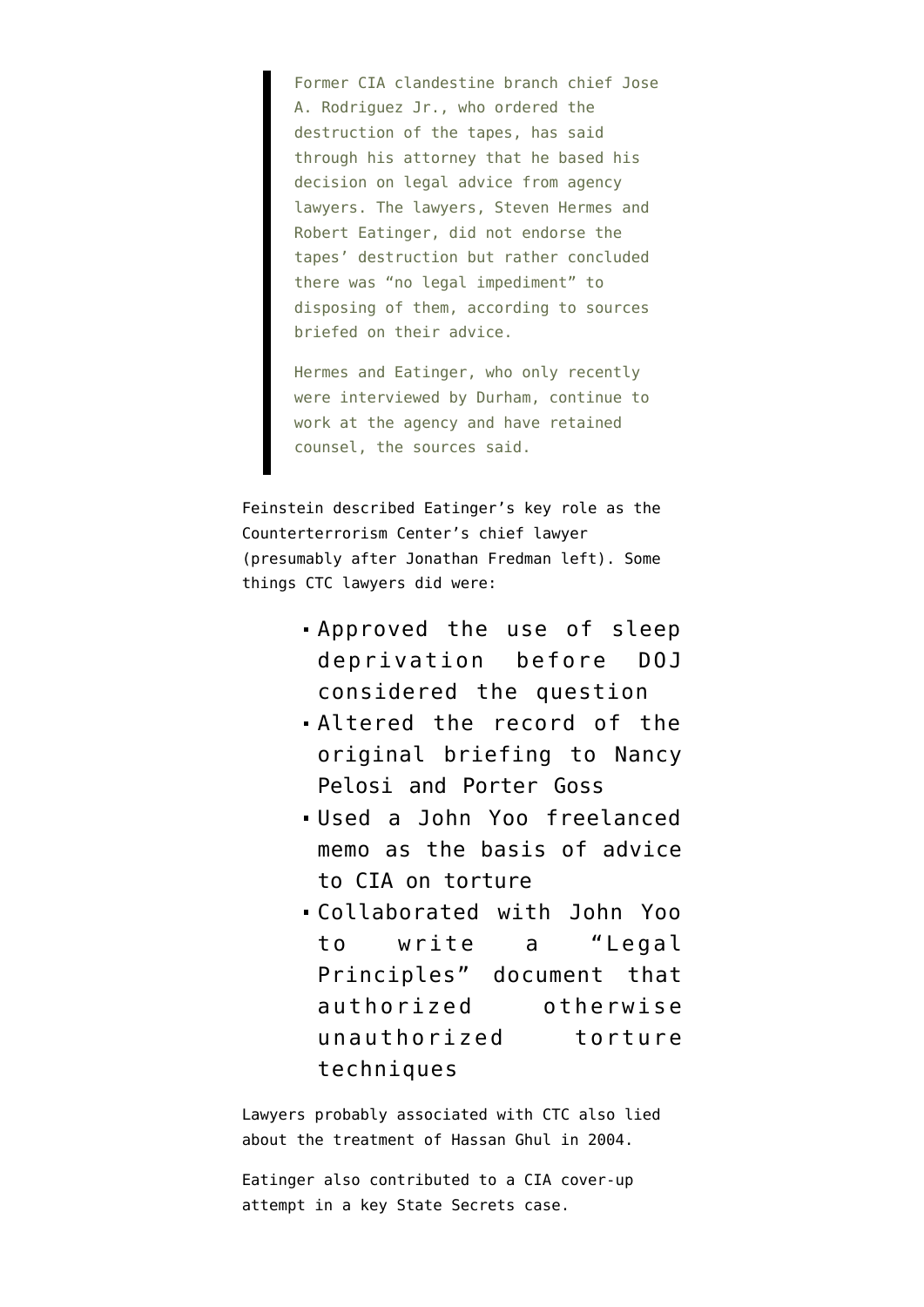> Former CIA clandestine branch chief Jose A. Rodriguez Jr., who ordered the destruction of the tapes, has said through his attorney that he based his decision on legal advice from agency lawyers. The lawyers, Steven Hermes and Robert Eatinger, did not endorse the tapes' destruction but rather concluded there was "no legal impediment" to disposing of them, according to sources briefed on their advice.
>
> Hermes and Eatinger, who only recently were interviewed by Durham, continue to work at the agency and have retained counsel, the sources said.

Feinstein described Eatinger's key role as the Counterterrorism Center's chief lawyer (presumably after Jonathan Fredman left). Some things CTC lawyers did were:

- Approved the use of sleep deprivation before DOJ considered the question
- Altered the record of the original briefing to Nancy Pelosi and Porter Goss
- Used a John Yoo freelanced memo as the basis of advice to CIA on torture
- Collaborated with John Yoo to write a "Legal Principles" document that authorized otherwise unauthorized torture techniques

Lawyers probably associated with CTC also lied about the treatment of Hassan Ghul in 2004.

Eatinger also contributed to a CIA cover-up attempt in a key State Secrets case.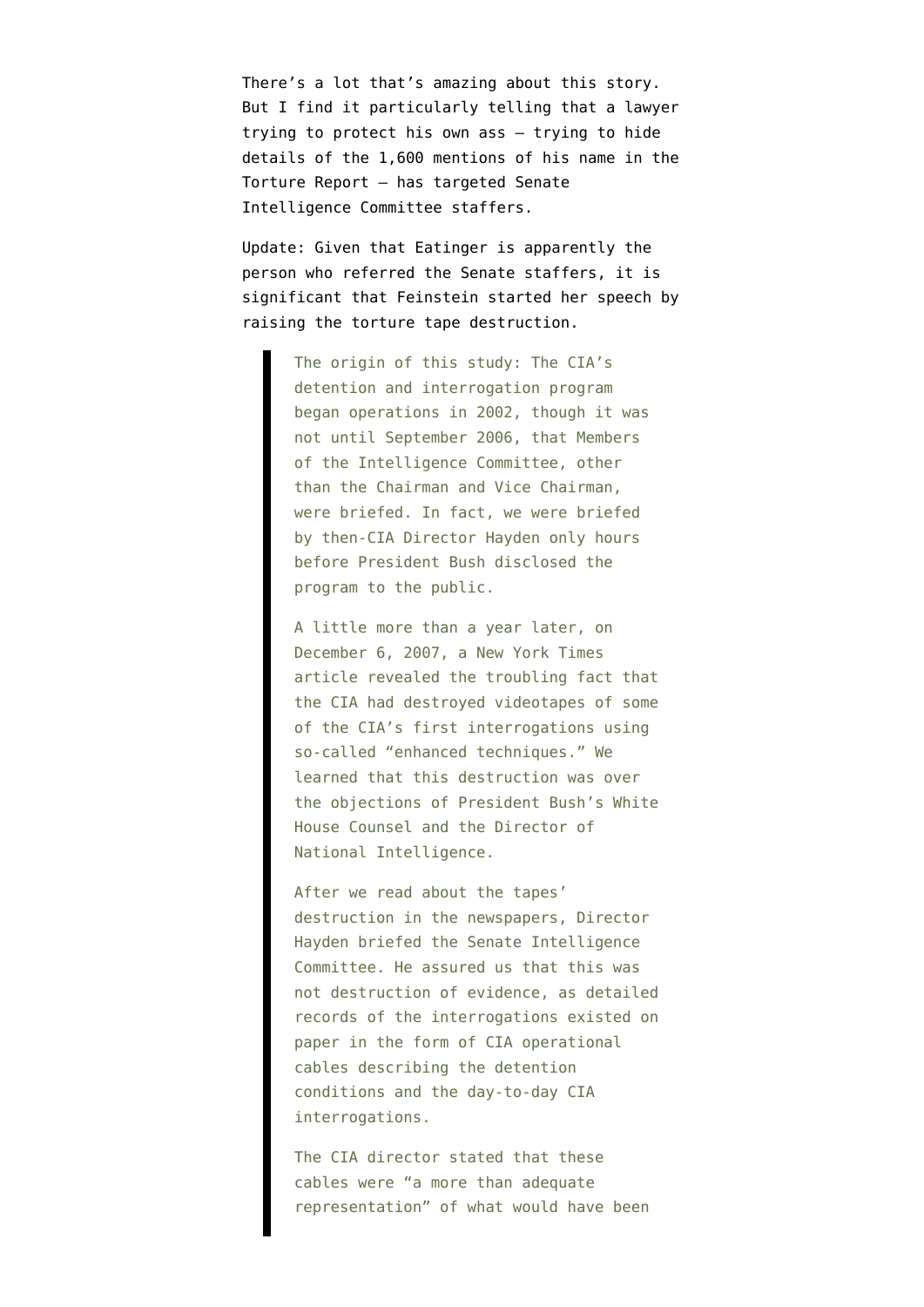There's a lot that's amazing about this story. But I find it particularly telling that a lawyer trying to protect his own ass — trying to hide details of the 1,600 mentions of his name in the Torture Report — has targeted Senate Intelligence Committee staffers.

Update: Given that Eatinger is apparently the person who referred the Senate staffers, it is significant that Feinstein started her speech by raising the torture tape destruction.

> The origin of this study: The CIA's detention and interrogation program began operations in 2002, though it was not until September 2006, that Members of the Intelligence Committee, other than the Chairman and Vice Chairman, were briefed. In fact, we were briefed by then-CIA Director Hayden only hours before President Bush disclosed the program to the public.
>
> A little more than a year later, on December 6, 2007, a New York Times article revealed the troubling fact that the CIA had destroyed videotapes of some of the CIA's first interrogations using so-called "enhanced techniques." We learned that this destruction was over the objections of President Bush's White House Counsel and the Director of National Intelligence.
>
> After we read about the tapes' destruction in the newspapers, Director Hayden briefed the Senate Intelligence Committee. He assured us that this was not destruction of evidence, as detailed records of the interrogations existed on paper in the form of CIA operational cables describing the detention conditions and the day-to-day CIA interrogations.
>
> The CIA director stated that these cables were "a more than adequate representation" of what would have been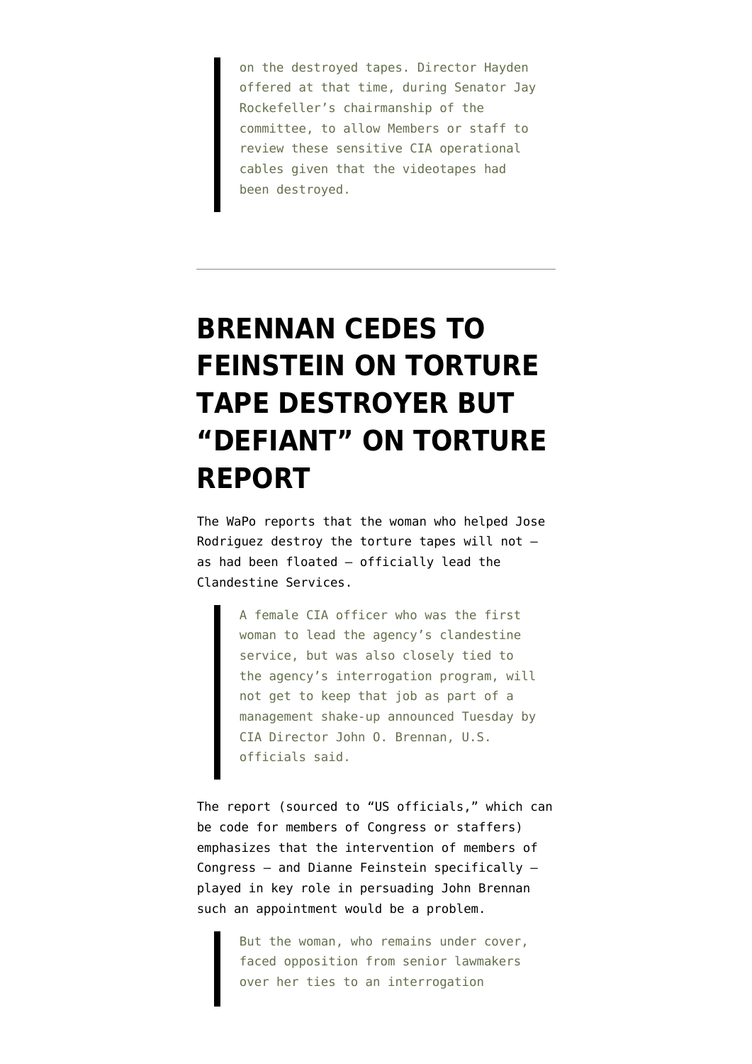> on the destroyed tapes. Director Hayden offered at that time, during Senator Jay Rockefeller's chairmanship of the committee, to allow Members or staff to review these sensitive CIA operational cables given that the videotapes had been destroyed.

---

# BRENNAN CEDES TO FEINSTEIN ON TORTURE TAPE DESTROYER BUT "DEFIANT" ON TORTURE REPORT

The WaPo reports that the woman who helped Jose Rodriguez destroy the torture tapes will not — as had been floated — officially lead the Clandestine Services.

> A female CIA officer who was the first woman to lead the agency's clandestine service, but was also closely tied to the agency's interrogation program, will not get to keep that job as part of a management shake-up announced Tuesday by CIA Director John O. Brennan, U.S. officials said.

The report (sourced to "US officials," which can be code for members of Congress or staffers) emphasizes that the intervention of members of Congress — and Dianne Feinstein specifically — played in key role in persuading John Brennan such an appointment would be a problem.

> But the woman, who remains under cover, faced opposition from senior lawmakers over her ties to an interrogation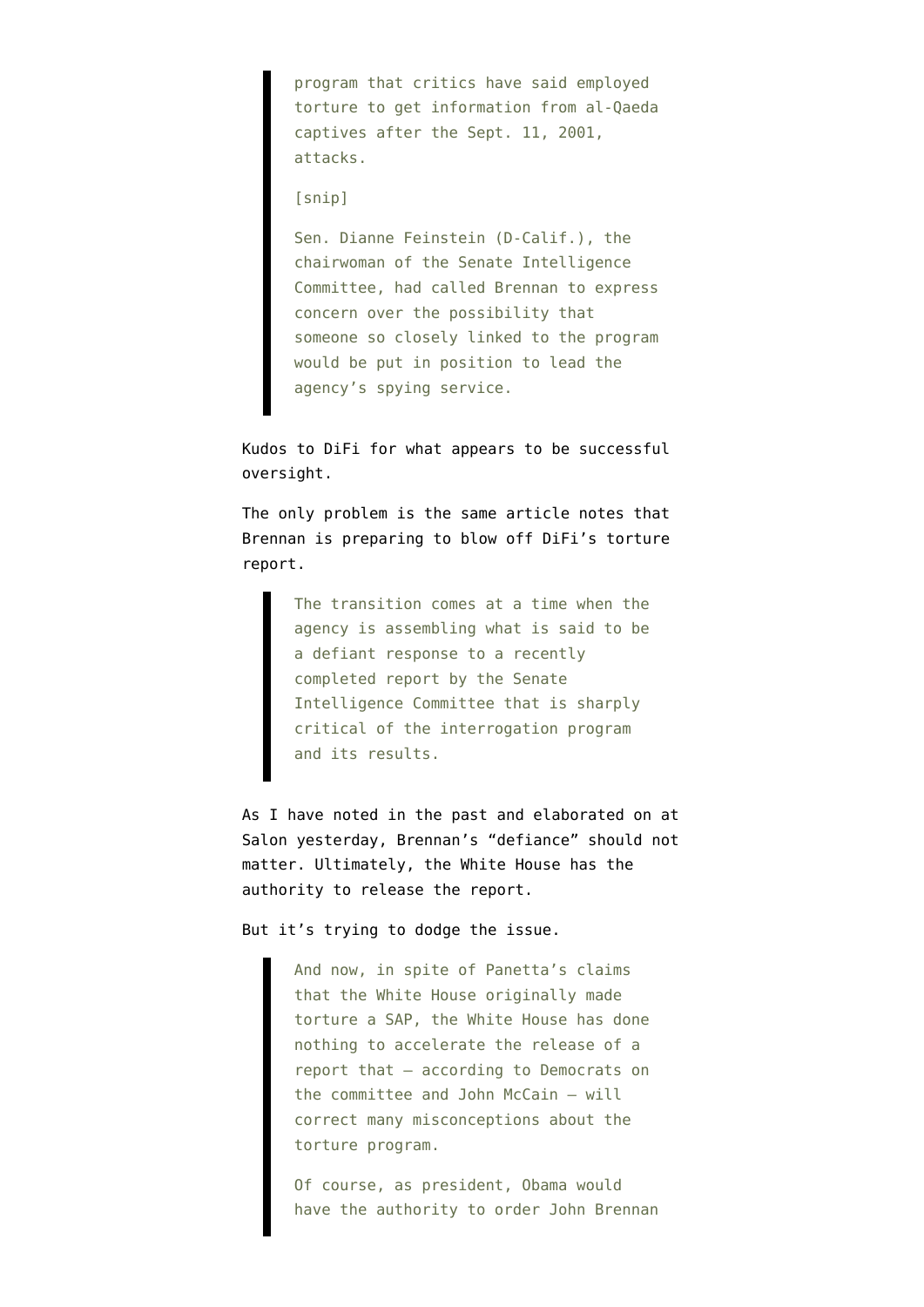> program that critics have said employed torture to get information from al-Qaeda captives after the Sept. 11, 2001, attacks.
>
> [snip]
>
> Sen. Dianne Feinstein (D-Calif.), the chairwoman of the Senate Intelligence Committee, had called Brennan to express concern over the possibility that someone so closely linked to the program would be put in position to lead the agency's spying service.

Kudos to DiFi for what appears to be successful oversight.

The only problem is the same article notes that Brennan is preparing to blow off DiFi's torture report.

> The transition comes at a time when the agency is assembling what is said to be a defiant response to a recently completed report by the Senate Intelligence Committee that is sharply critical of the interrogation program and its results.

As I have noted in the past and elaborated on at Salon yesterday, Brennan's "defiance" should not matter. Ultimately, the White House has the authority to release the report.

But it's trying to dodge the issue.

> And now, in spite of Panetta's claims that the White House originally made torture a SAP, the White House has done nothing to accelerate the release of a report that — according to Democrats on the committee and John McCain — will correct many misconceptions about the torture program.
>
> Of course, as president, Obama would have the authority to order John Brennan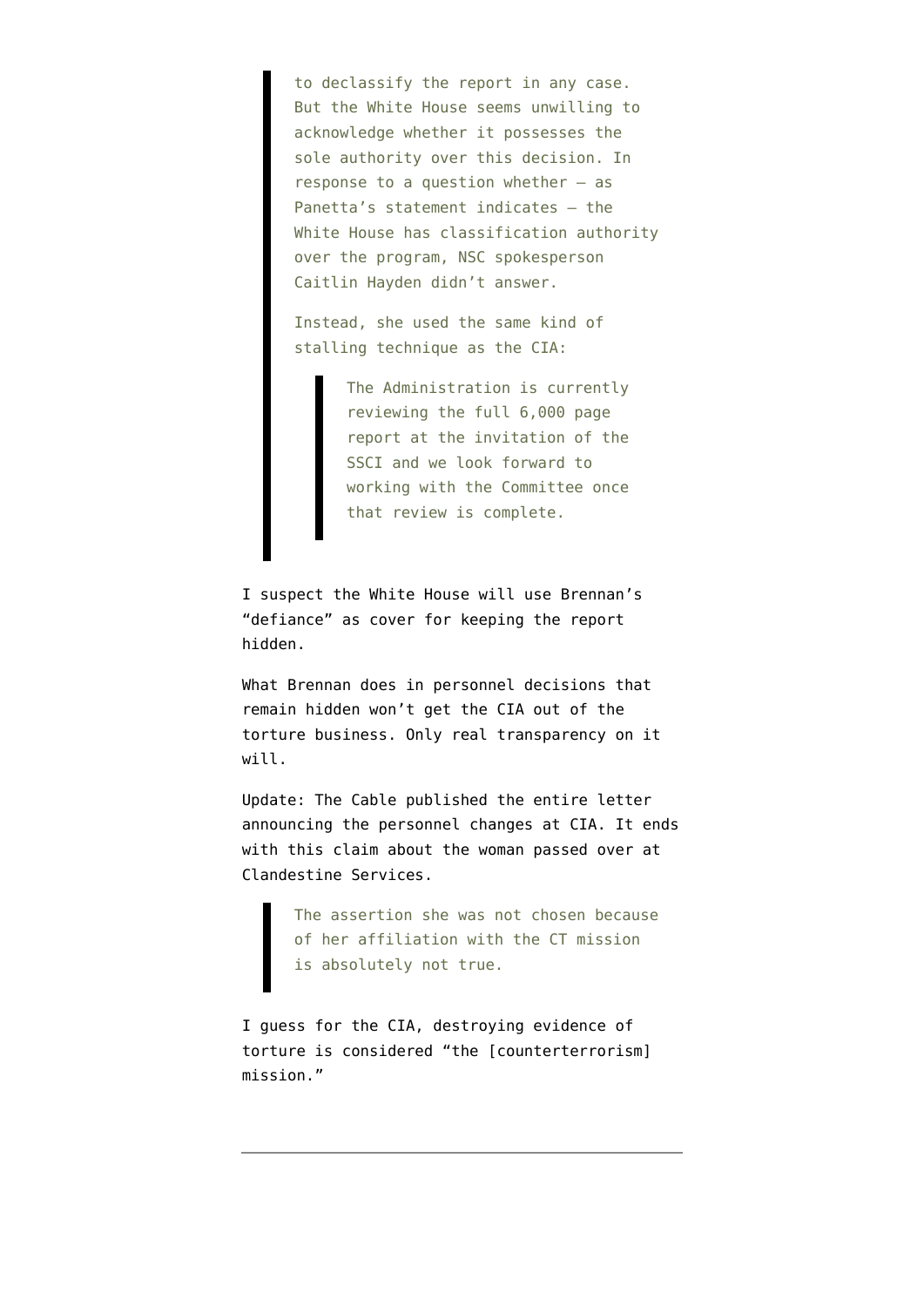> to declassify the report in any case. But the White House seems unwilling to acknowledge whether it possesses the sole authority over this decision. In response to a question whether — as Panetta's statement indicates — the White House has classification authority over the program, NSC spokesperson Caitlin Hayden didn't answer.
>
> Instead, she used the same kind of stalling technique as the CIA:
>
> > The Administration is currently reviewing the full 6,000 page report at the invitation of the SSCI and we look forward to working with the Committee once that review is complete.

I suspect the White House will use Brennan's "defiance" as cover for keeping the report hidden.

What Brennan does in personnel decisions that remain hidden won't get the CIA out of the torture business. Only real transparency on it will.

Update: The Cable published the entire letter announcing the personnel changes at CIA. It ends with this claim about the woman passed over at Clandestine Services.

> The assertion she was not chosen because of her affiliation with the CT mission is absolutely not true.

I guess for the CIA, destroying evidence of torture is considered "the [counterterrorism] mission."

---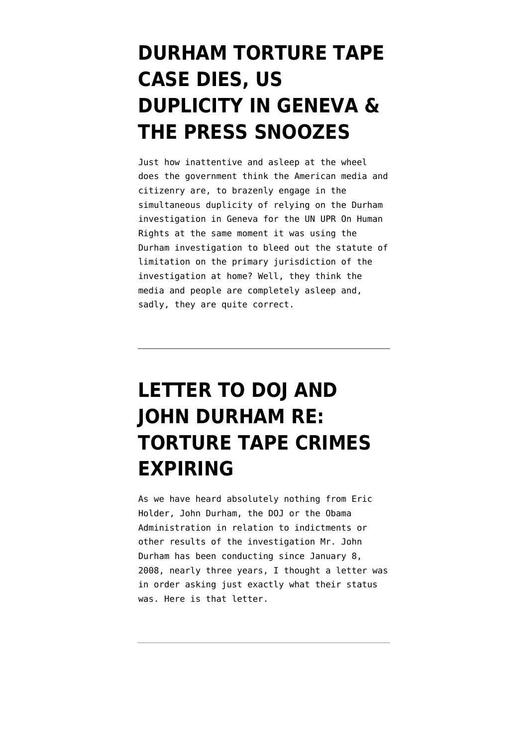# DURHAM TORTURE TAPE CASE DIES, US DUPLICITY IN GENEVA & THE PRESS SNOOZES

Just how inattentive and asleep at the wheel does the government think the American media and citizenry are, to brazenly engage in the simultaneous duplicity of relying on the Durham investigation in Geneva for the UN UPR On Human Rights at the same moment it was using the Durham investigation to bleed out the statute of limitation on the primary jurisdiction of the investigation at home? Well, they think the media and people are completely asleep and, sadly, they are quite correct.

---

# LETTER TO DOJ AND JOHN DURHAM RE: TORTURE TAPE CRIMES EXPIRING

As we have heard absolutely nothing from Eric Holder, John Durham, the DOJ or the Obama Administration in relation to indictments or other results of the investigation Mr. John Durham has been conducting since January 8, 2008, nearly three years, I thought a letter was in order asking just exactly what their status was. Here is that letter.

---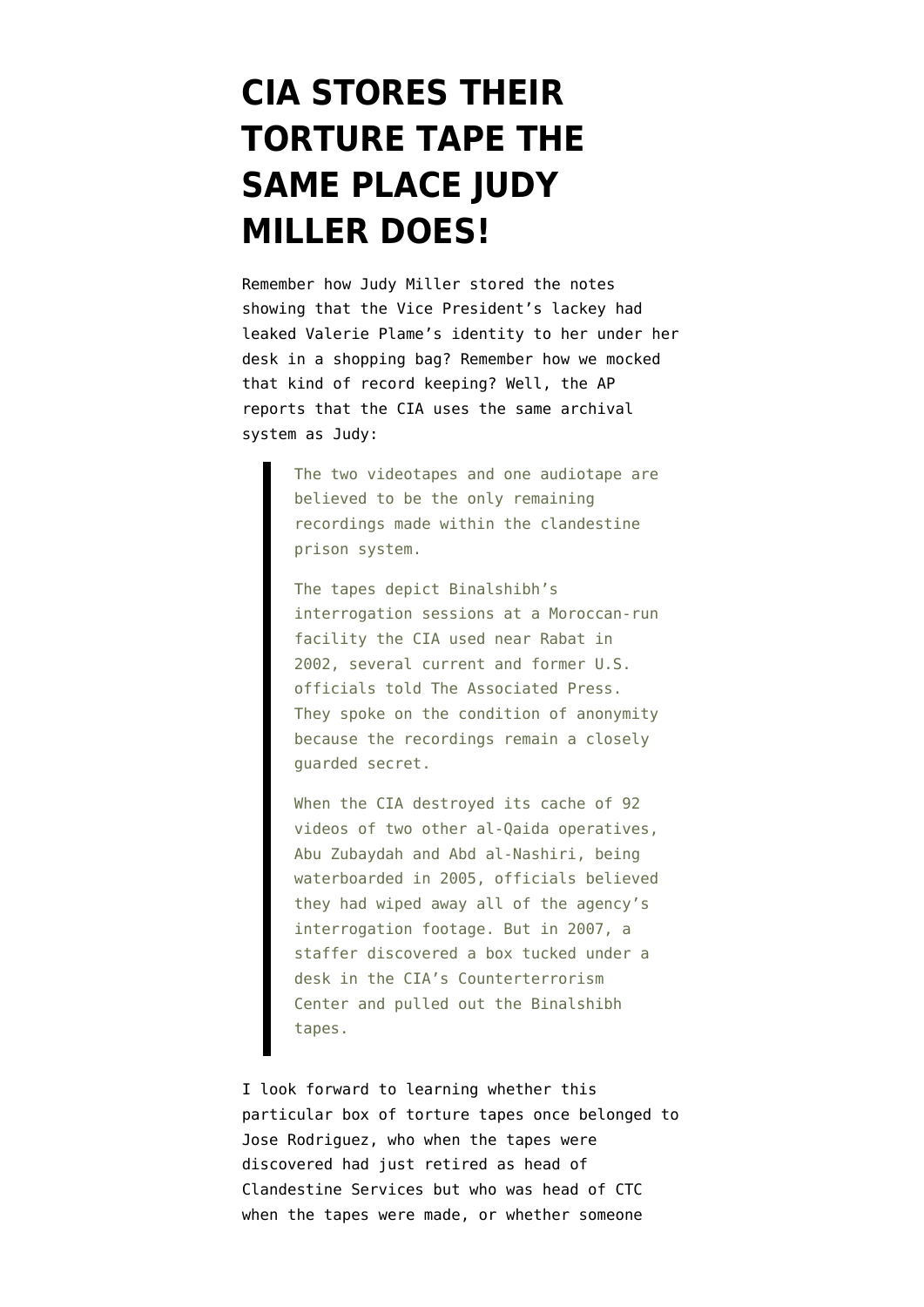# CIA STORES THEIR TORTURE TAPE THE SAME PLACE JUDY MILLER DOES!

Remember how Judy Miller stored the notes showing that the Vice President's lackey had leaked Valerie Plame's identity to her under her desk in a shopping bag? Remember how we mocked that kind of record keeping? Well, the AP reports that the CIA uses the same archival system as Judy:

> The two videotapes and one audiotape are believed to be the only remaining recordings made within the clandestine prison system.
>
> The tapes depict Binalshibh's interrogation sessions at a Moroccan-run facility the CIA used near Rabat in 2002, several current and former U.S. officials told The Associated Press. They spoke on the condition of anonymity because the recordings remain a closely guarded secret.
>
> When the CIA destroyed its cache of 92 videos of two other al-Qaida operatives, Abu Zubaydah and Abd al-Nashiri, being waterboarded in 2005, officials believed they had wiped away all of the agency's interrogation footage. But in 2007, a staffer discovered a box tucked under a desk in the CIA's Counterterrorism Center and pulled out the Binalshibh tapes.

I look forward to learning whether this particular box of torture tapes once belonged to Jose Rodriguez, who when the tapes were discovered had just retired as head of Clandestine Services but who was head of CTC when the tapes were made, or whether someone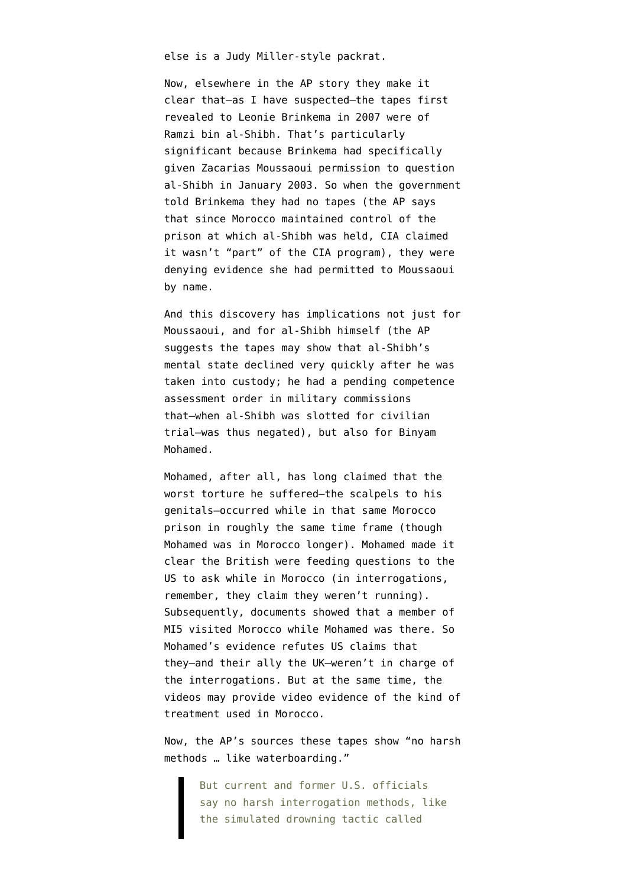else is a Judy Miller-style packrat.

Now, elsewhere in the AP story they make it clear that—as I have suspected—the tapes first revealed to Leonie Brinkema in 2007 were of Ramzi bin al-Shibh. That's particularly significant because Brinkema had specifically given Zacarias Moussaoui permission to question al-Shibh in January 2003. So when the government told Brinkema they had no tapes (the AP says that since Morocco maintained control of the prison at which al-Shibh was held, CIA claimed it wasn't "part" of the CIA program), they were denying evidence she had permitted to Moussaoui by name.

And this discovery has implications not just for Moussaoui, and for al-Shibh himself (the AP suggests the tapes may show that al-Shibh's mental state declined very quickly after he was taken into custody; he had a pending competence assessment order in military commissions that—when al-Shibh was slotted for civilian trial—was thus negated), but also for Binyam Mohamed.

Mohamed, after all, has long claimed that the worst torture he suffered—the scalpels to his genitals—occurred while in that same Morocco prison in roughly the same time frame (though Mohamed was in Morocco longer). Mohamed made it clear the British were feeding questions to the US to ask while in Morocco (in interrogations, remember, they claim they weren't running). Subsequently, documents showed that a member of MI5 visited Morocco while Mohamed was there. So Mohamed's evidence refutes US claims that they—and their ally the UK—weren't in charge of the interrogations. But at the same time, the videos may provide video evidence of the kind of treatment used in Morocco.

Now, the AP's sources these tapes show "no harsh methods … like waterboarding."

> But current and former U.S. officials say no harsh interrogation methods, like the simulated drowning tactic called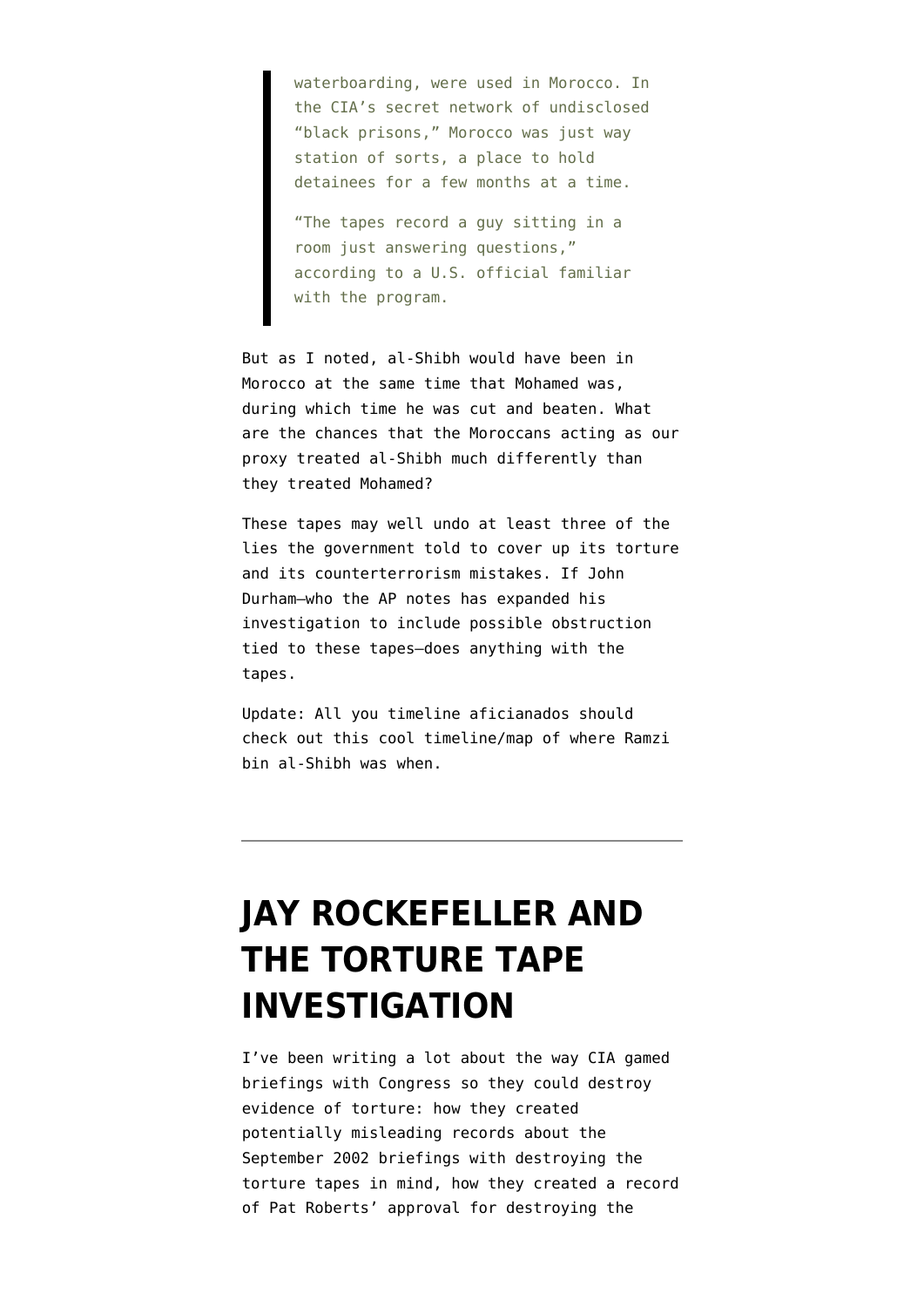> waterboarding, were used in Morocco. In the CIA's secret network of undisclosed "black prisons," Morocco was just way station of sorts, a place to hold detainees for a few months at a time.
>
> "The tapes record a guy sitting in a room just answering questions," according to a U.S. official familiar with the program.

But as I noted, al-Shibh would have been in Morocco at the same time that Mohamed was, during which time he was cut and beaten. What are the chances that the Moroccans acting as our proxy treated al-Shibh much differently than they treated Mohamed?

These tapes may well undo at least three of the lies the government told to cover up its torture and its counterterrorism mistakes. If John Durham–who the AP notes has expanded his investigation to include possible obstruction tied to these tapes–does anything with the tapes.

Update: All you timeline aficianados should check out this cool timeline/map of where Ramzi bin al-Shibh was when.

---

# JAY ROCKEFELLER AND THE TORTURE TAPE INVESTIGATION

I've been writing a lot about the way CIA gamed briefings with Congress so they could destroy evidence of torture: how they created potentially misleading records about the September 2002 briefings with destroying the torture tapes in mind, how they created a record of Pat Roberts' approval for destroying the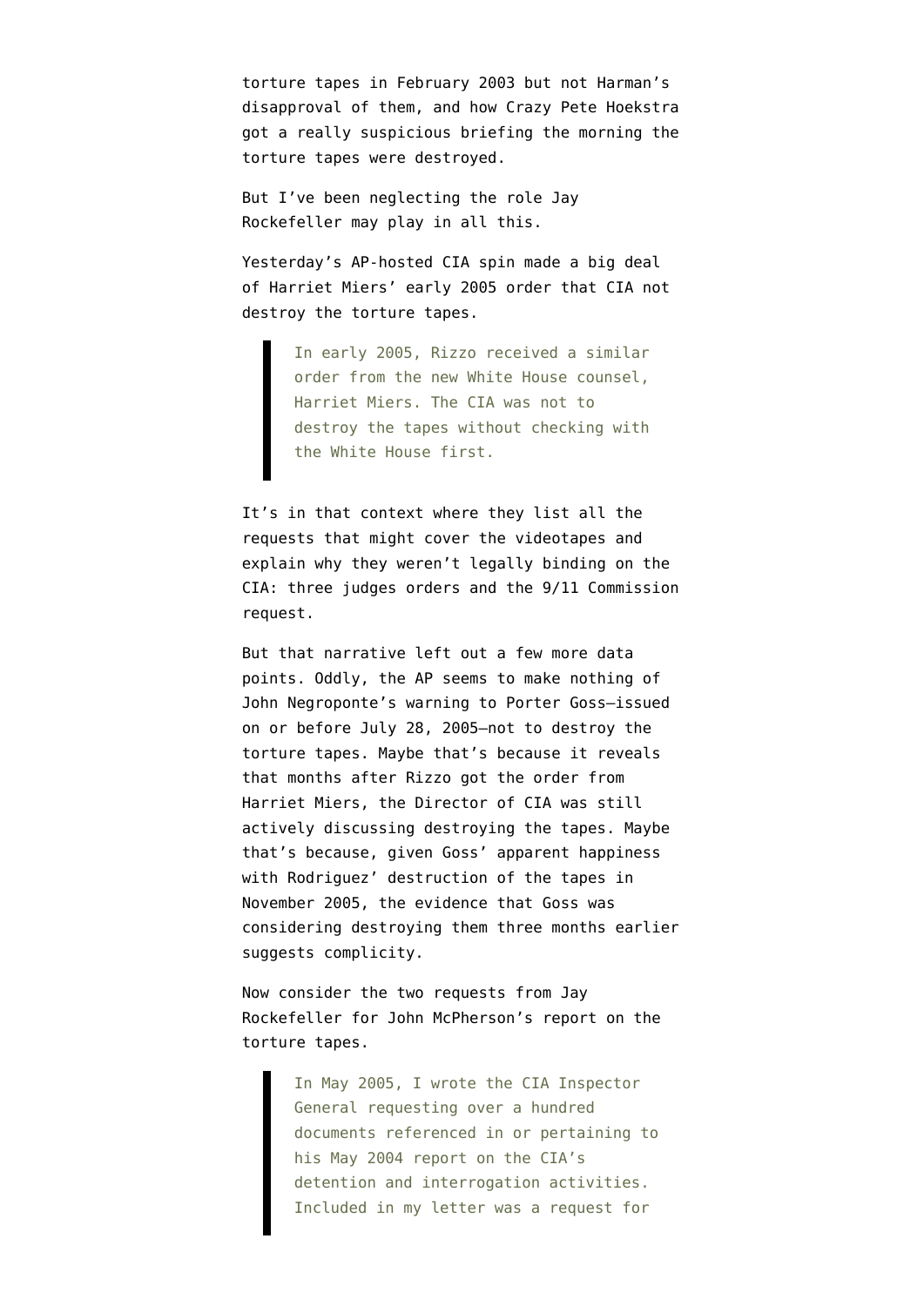torture tapes in February 2003 but not Harman's disapproval of them, and how Crazy Pete Hoekstra got a really suspicious briefing the morning the torture tapes were destroyed.

But I've been neglecting the role Jay Rockefeller may play in all this.

Yesterday's AP-hosted CIA spin made a big deal of Harriet Miers' early 2005 order that CIA not destroy the torture tapes.

> In early 2005, Rizzo received a similar order from the new White House counsel, Harriet Miers. The CIA was not to destroy the tapes without checking with the White House first.

It's in that context where they list all the requests that might cover the videotapes and explain why they weren't legally binding on the CIA: three judges orders and the 9/11 Commission request.

But that narrative left out a few more data points. Oddly, the AP seems to make nothing of John Negroponte's warning to Porter Goss—issued on or before July 28, 2005—not to destroy the torture tapes. Maybe that's because it reveals that months after Rizzo got the order from Harriet Miers, the Director of CIA was still actively discussing destroying the tapes. Maybe that's because, given Goss' apparent happiness with Rodriguez' destruction of the tapes in November 2005, the evidence that Goss was considering destroying them three months earlier suggests complicity.

Now consider the two requests from Jay Rockefeller for John McPherson's report on the torture tapes.

> In May 2005, I wrote the CIA Inspector General requesting over a hundred documents referenced in or pertaining to his May 2004 report on the CIA's detention and interrogation activities. Included in my letter was a request for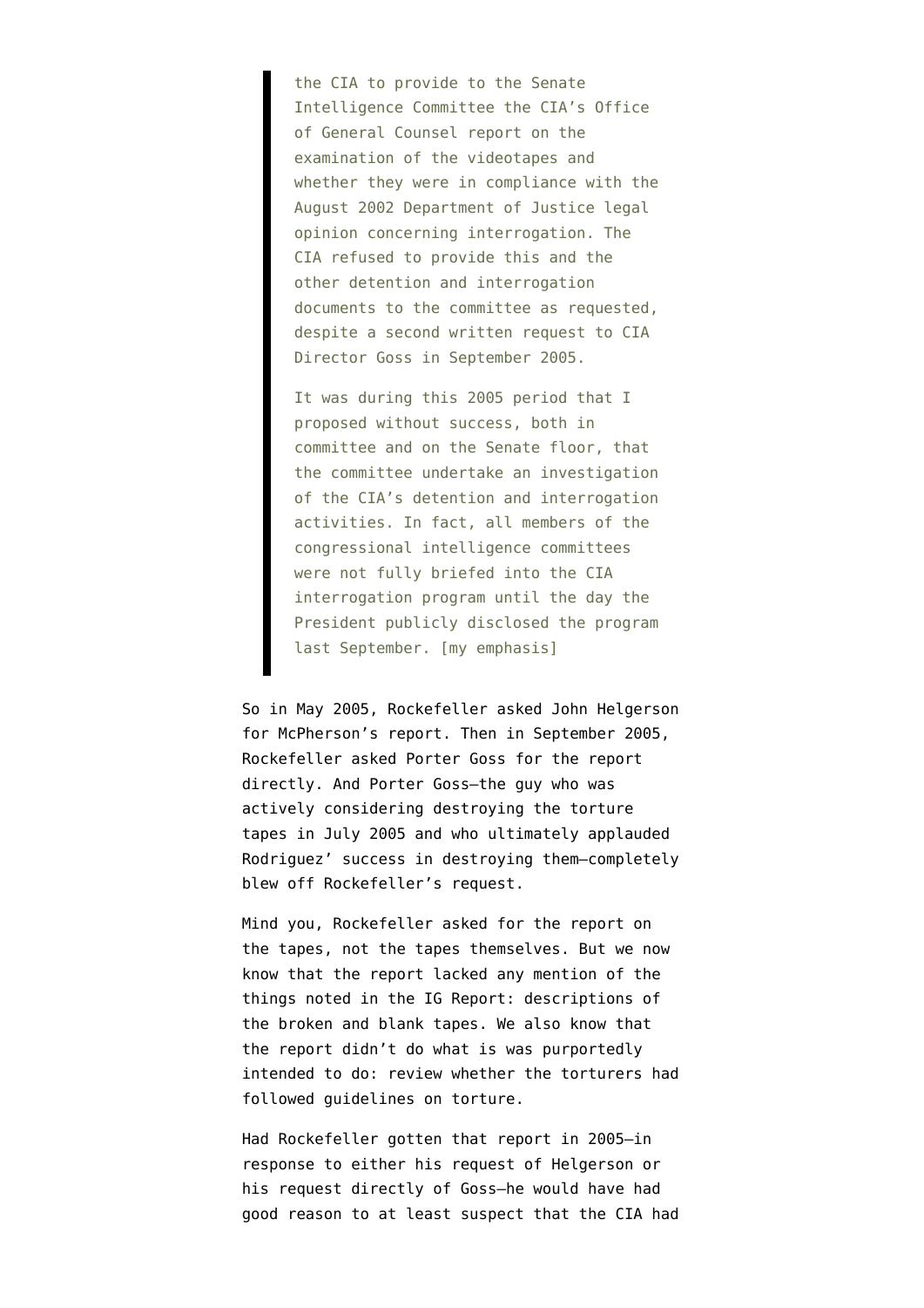> the CIA to provide to the Senate Intelligence Committee the CIA's Office of General Counsel report on the examination of the videotapes and whether they were in compliance with the August 2002 Department of Justice legal opinion concerning interrogation. The CIA refused to provide this and the other detention and interrogation documents to the committee as requested, despite a second written request to CIA Director Goss in September 2005.
>
> It was during this 2005 period that I proposed without success, both in committee and on the Senate floor, that the committee undertake an investigation of the CIA's detention and interrogation activities. In fact, all members of the congressional intelligence committees were not fully briefed into the CIA interrogation program until the day the President publicly disclosed the program last September. [my emphasis]

So in May 2005, Rockefeller asked John Helgerson for McPherson's report. Then in September 2005, Rockefeller asked Porter Goss for the report directly. And Porter Goss–the guy who was actively considering destroying the torture tapes in July 2005 and who ultimately applauded Rodriguez' success in destroying them–completely blew off Rockefeller's request.

Mind you, Rockefeller asked for the report on the tapes, not the tapes themselves. But we now know that the report lacked any mention of the things noted in the IG Report: descriptions of the broken and blank tapes. We also know that the report didn't do what is was purportedly intended to do: review whether the torturers had followed guidelines on torture.

Had Rockefeller gotten that report in 2005–in response to either his request of Helgerson or his request directly of Goss–he would have had good reason to at least suspect that the CIA had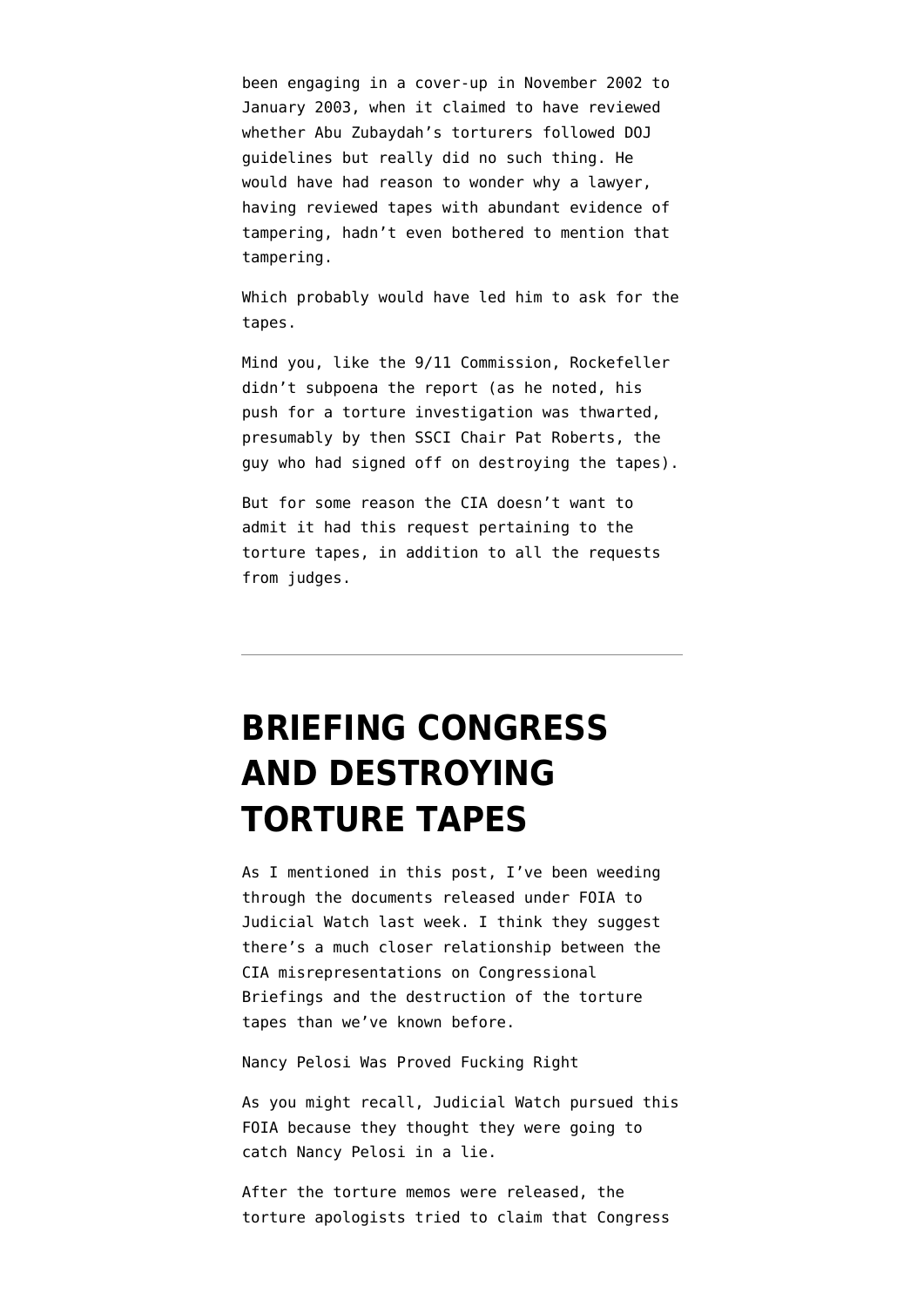been engaging in a cover-up in November 2002 to January 2003, when it claimed to have reviewed whether Abu Zubaydah's torturers followed DOJ guidelines but really did no such thing. He would have had reason to wonder why a lawyer, having reviewed tapes with abundant evidence of tampering, hadn't even bothered to mention that tampering.

Which probably would have led him to ask for the tapes.

Mind you, like the 9/11 Commission, Rockefeller didn't subpoena the report (as he noted, his push for a torture investigation was thwarted, presumably by then SSCI Chair Pat Roberts, the guy who had signed off on destroying the tapes).

But for some reason the CIA doesn't want to admit it had this request pertaining to the torture tapes, in addition to all the requests from judges.

---

# BRIEFING CONGRESS AND DESTROYING TORTURE TAPES

As I mentioned in this post, I've been weeding through the documents released under FOIA to Judicial Watch last week. I think they suggest there's a much closer relationship between the CIA misrepresentations on Congressional Briefings and the destruction of the torture tapes than we've known before.

Nancy Pelosi Was Proved Fucking Right

As you might recall, Judicial Watch pursued this FOIA because they thought they were going to catch Nancy Pelosi in a lie.

After the torture memos were released, the torture apologists tried to claim that Congress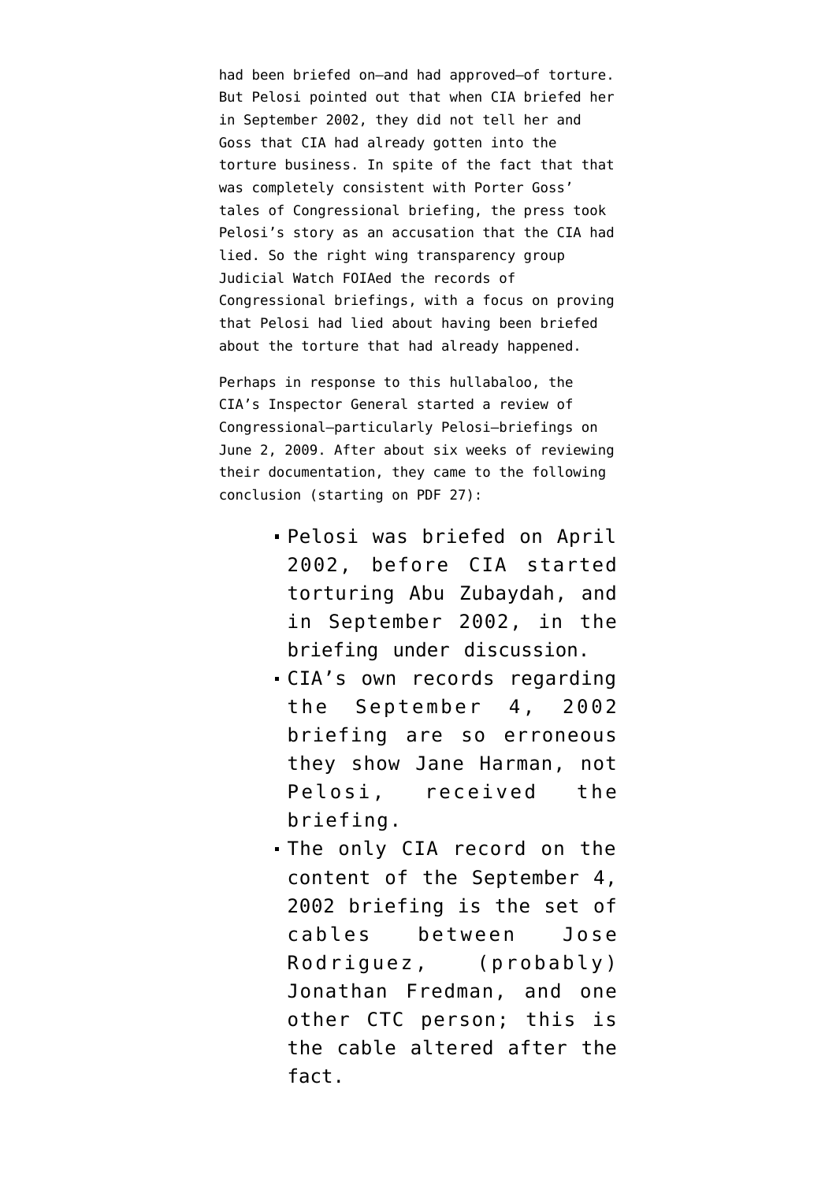had been briefed on—and had approved—of torture. But Pelosi pointed out that when CIA briefed her in September 2002, they did not tell her and Goss that CIA had already gotten into the torture business. In spite of the fact that that was completely consistent with Porter Goss' tales of Congressional briefing, the press took Pelosi's story as an accusation that the CIA had lied. So the right wing transparency group Judicial Watch FOIAed the records of Congressional briefings, with a focus on proving that Pelosi had lied about having been briefed about the torture that had already happened.

Perhaps in response to this hullabaloo, the CIA's Inspector General started a review of Congressional—particularly Pelosi—briefings on June 2, 2009. After about six weeks of reviewing their documentation, they came to the following conclusion (starting on PDF 27):

- Pelosi was briefed on April 2002, before CIA started torturing Abu Zubaydah, and in September 2002, in the briefing under discussion.
- CIA's own records regarding the September 4, 2002 briefing are so erroneous they show Jane Harman, not Pelosi, received the briefing.
- The only CIA record on the content of the September 4, 2002 briefing is the set of cables between Jose Rodriguez, (probably) Jonathan Fredman, and one other CTC person; this is the cable altered after the fact.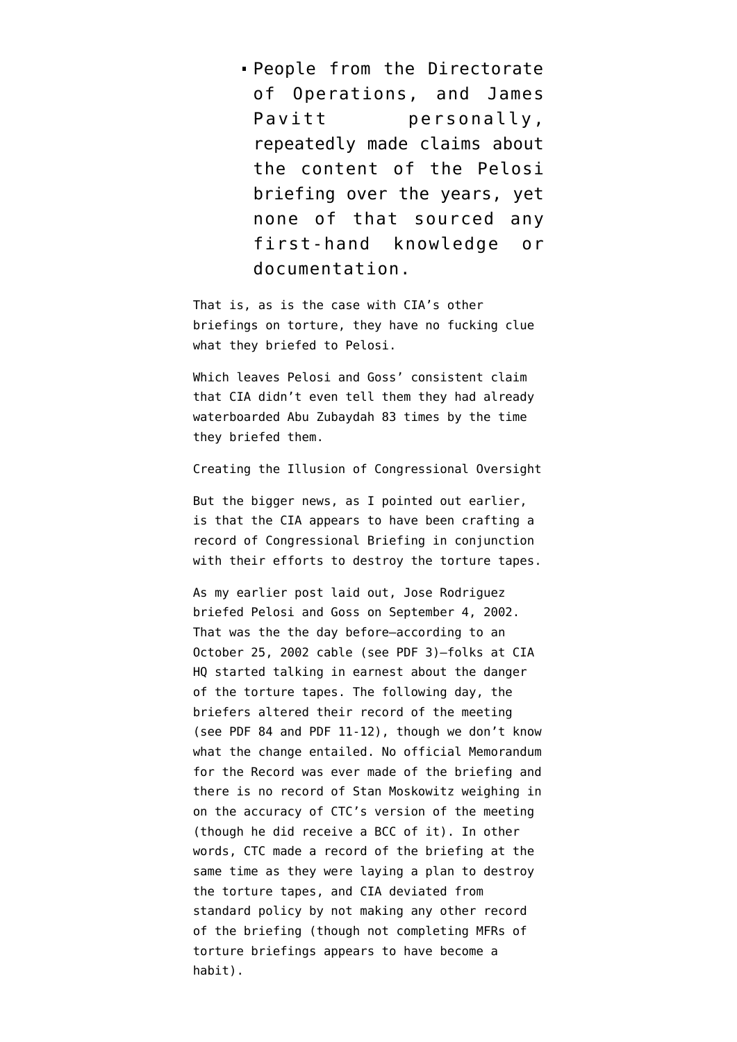- People from the Directorate of Operations, and James Pavitt personally, repeatedly made claims about the content of the Pelosi briefing over the years, yet none of that sourced any first-hand knowledge or documentation.

That is, as is the case with CIA's other briefings on torture, they have no fucking clue what they briefed to Pelosi.

Which leaves Pelosi and Goss' consistent claim that CIA didn't even tell them they had already waterboarded Abu Zubaydah 83 times by the time they briefed them.

## Creating the Illusion of Congressional Oversight

But the bigger news, as I pointed out earlier, is that the CIA appears to have been crafting a record of Congressional Briefing in conjunction with their efforts to destroy the torture tapes.

As my earlier post laid out, Jose Rodriguez briefed Pelosi and Goss on September 4, 2002. That was the the day before—according to an October 25, 2002 cable (see PDF 3)—folks at CIA HQ started talking in earnest about the danger of the torture tapes. The following day, the briefers altered their record of the meeting (see PDF 84 and PDF 11-12), though we don't know what the change entailed. No official Memorandum for the Record was ever made of the briefing and there is no record of Stan Moskowitz weighing in on the accuracy of CTC's version of the meeting (though he did receive a BCC of it). In other words, CTC made a record of the briefing at the same time as they were laying a plan to destroy the torture tapes, and CIA deviated from standard policy by not making any other record of the briefing (though not completing MFRs of torture briefings appears to have become a habit).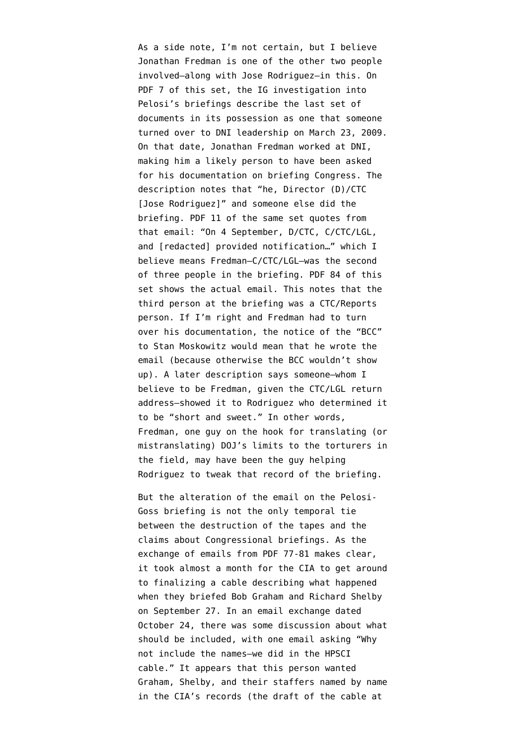As a side note, I'm not certain, but I believe Jonathan Fredman is one of the other two people involved–along with Jose Rodriguez–in this. On PDF 7 of this set, the IG investigation into Pelosi's briefings describe the last set of documents in its possession as one that someone turned over to DNI leadership on March 23, 2009. On that date, Jonathan Fredman worked at DNI, making him a likely person to have been asked for his documentation on briefing Congress. The description notes that "he, Director (D)/CTC [Jose Rodriguez]" and someone else did the briefing. PDF 11 of the same set quotes from that email: "On 4 September, D/CTC, C/CTC/LGL, and [redacted] provided notification…" which I believe means Fredman–C/CTC/LGL–was the second of three people in the briefing. PDF 84 of this set shows the actual email. This notes that the third person at the briefing was a CTC/Reports person. If I'm right and Fredman had to turn over his documentation, the notice of the "BCC" to Stan Moskowitz would mean that he wrote the email (because otherwise the BCC wouldn't show up). A later description says someone–whom I believe to be Fredman, given the CTC/LGL return address–showed it to Rodriguez who determined it to be "short and sweet." In other words, Fredman, one guy on the hook for translating (or mistranslating) DOJ's limits to the torturers in the field, may have been the guy helping Rodriguez to tweak that record of the briefing.

But the alteration of the email on the Pelosi-Goss briefing is not the only temporal tie between the destruction of the tapes and the claims about Congressional briefings. As the exchange of emails from PDF 77-81 makes clear, it took almost a month for the CIA to get around to finalizing a cable describing what happened when they briefed Bob Graham and Richard Shelby on September 27. In an email exchange dated October 24, there was some discussion about what should be included, with one email asking "Why not include the names–we did in the HPSCI cable." It appears that this person wanted Graham, Shelby, and their staffers named by name in the CIA's records (the draft of the cable at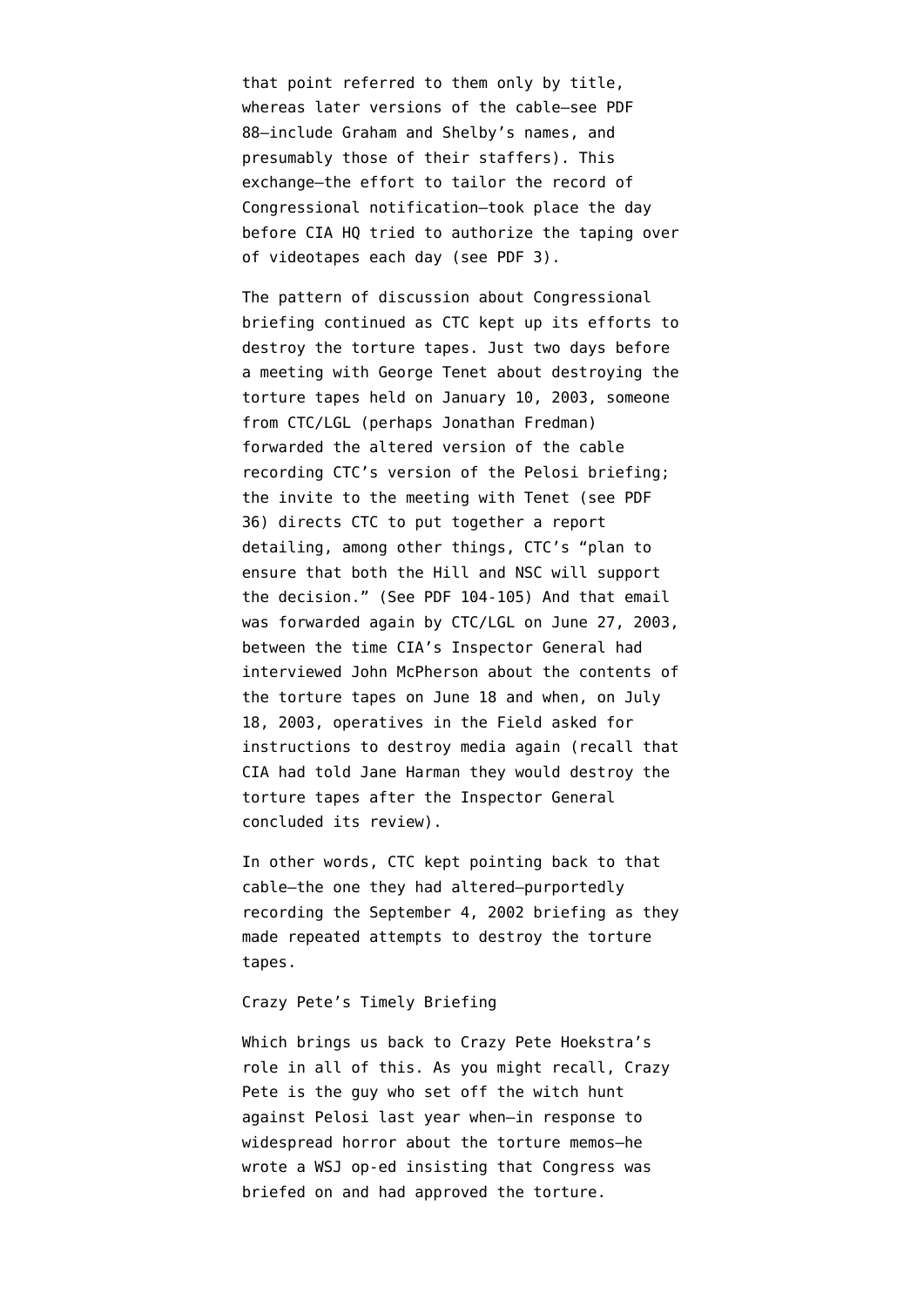that point referred to them only by title, whereas later versions of the cable—see PDF 88—include Graham and Shelby's names, and presumably those of their staffers). This exchange—the effort to tailor the record of Congressional notification—took place the day before CIA HQ tried to authorize the taping over of videotapes each day (see PDF 3).

The pattern of discussion about Congressional briefing continued as CTC kept up its efforts to destroy the torture tapes. Just two days before a meeting with George Tenet about destroying the torture tapes held on January 10, 2003, someone from CTC/LGL (perhaps Jonathan Fredman) forwarded the altered version of the cable recording CTC's version of the Pelosi briefing; the invite to the meeting with Tenet (see PDF 36) directs CTC to put together a report detailing, among other things, CTC's "plan to ensure that both the Hill and NSC will support the decision." (See PDF 104-105) And that email was forwarded again by CTC/LGL on June 27, 2003, between the time CIA's Inspector General had interviewed John McPherson about the contents of the torture tapes on June 18 and when, on July 18, 2003, operatives in the Field asked for instructions to destroy media again (recall that CIA had told Jane Harman they would destroy the torture tapes after the Inspector General concluded its review).

In other words, CTC kept pointing back to that cable—the one they had altered—purportedly recording the September 4, 2002 briefing as they made repeated attempts to destroy the torture tapes.

## Crazy Pete's Timely Briefing

Which brings us back to Crazy Pete Hoekstra's role in all of this. As you might recall, Crazy Pete is the guy who set off the witch hunt against Pelosi last year when—in response to widespread horror about the torture memos—he wrote a WSJ op-ed insisting that Congress was briefed on and had approved the torture.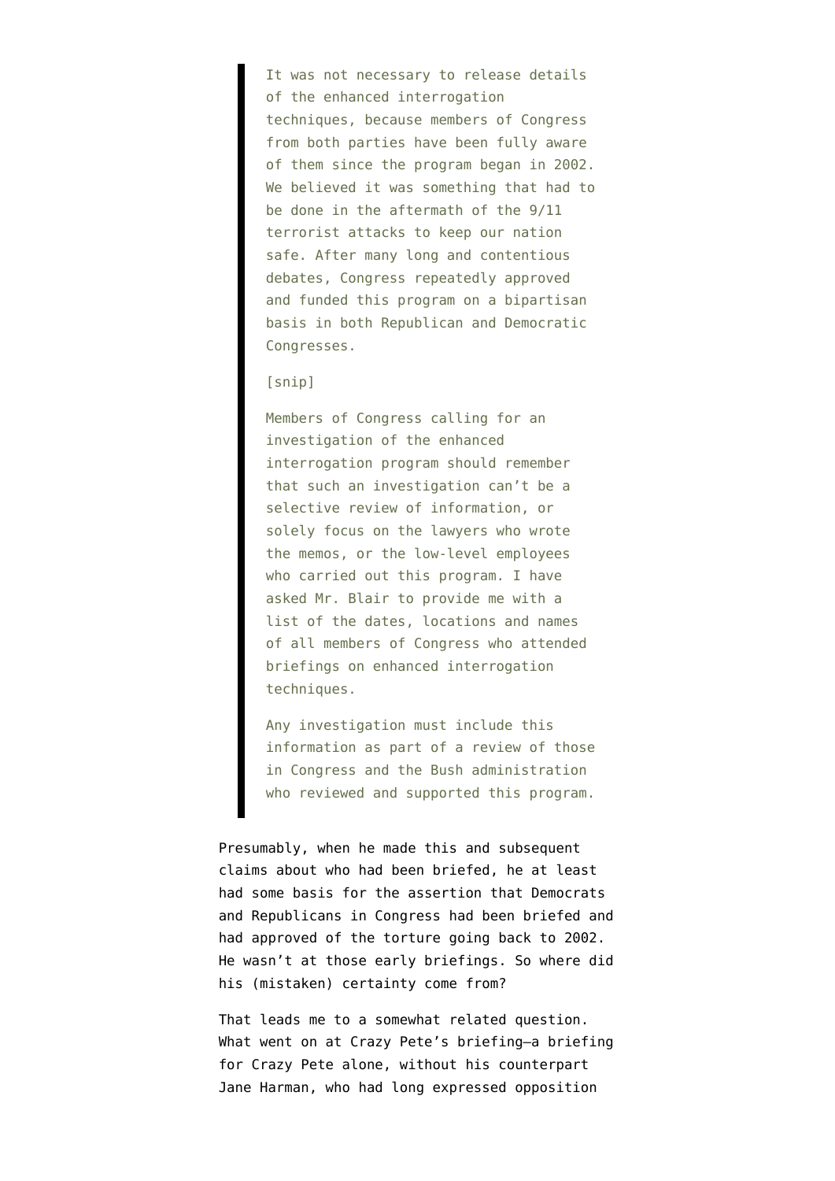> It was not necessary to release details of the enhanced interrogation techniques, because members of Congress from both parties have been fully aware of them since the program began in 2002. We believed it was something that had to be done in the aftermath of the 9/11 terrorist attacks to keep our nation safe. After many long and contentious debates, Congress repeatedly approved and funded this program on a bipartisan basis in both Republican and Democratic Congresses.
>
> [snip]
>
> Members of Congress calling for an investigation of the enhanced interrogation program should remember that such an investigation can't be a selective review of information, or solely focus on the lawyers who wrote the memos, or the low-level employees who carried out this program. I have asked Mr. Blair to provide me with a list of the dates, locations and names of all members of Congress who attended briefings on enhanced interrogation techniques.
>
> Any investigation must include this information as part of a review of those in Congress and the Bush administration who reviewed and supported this program.

Presumably, when he made this and subsequent claims about who had been briefed, he at least had some basis for the assertion that Democrats and Republicans in Congress had been briefed and had approved of the torture going back to 2002. He wasn't at those early briefings. So where did his (mistaken) certainty come from?

That leads me to a somewhat related question. What went on at Crazy Pete's briefing—a briefing for Crazy Pete alone, without his counterpart Jane Harman, who had long expressed opposition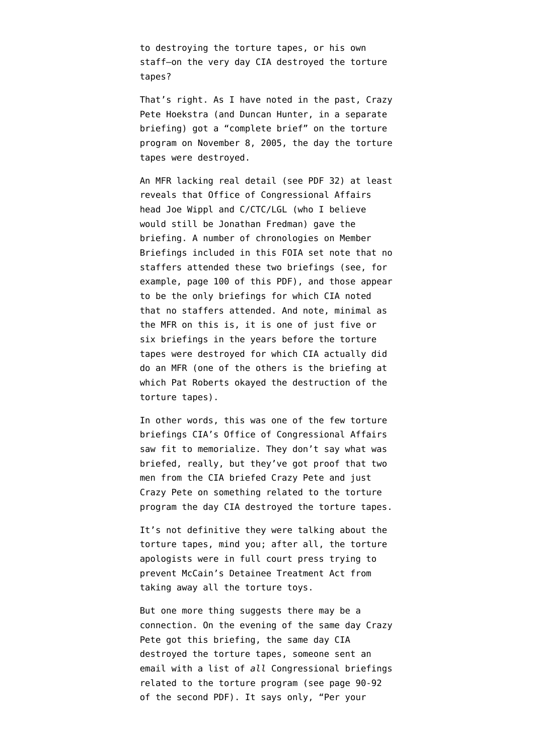to destroying the torture tapes, or his own staff—on the very day CIA destroyed the torture tapes?

That's right. As I have noted in the past, Crazy Pete Hoekstra (and Duncan Hunter, in a separate briefing) got a "complete brief" on the torture program on November 8, 2005, the day the torture tapes were destroyed.

An MFR lacking real detail (see PDF 32) at least reveals that Office of Congressional Affairs head Joe Wippl and C/CTC/LGL (who I believe would still be Jonathan Fredman) gave the briefing. A number of chronologies on Member Briefings included in this FOIA set note that no staffers attended these two briefings (see, for example, page 100 of this PDF), and those appear to be the only briefings for which CIA noted that no staffers attended. And note, minimal as the MFR on this is, it is one of just five or six briefings in the years before the torture tapes were destroyed for which CIA actually did do an MFR (one of the others is the briefing at which Pat Roberts okayed the destruction of the torture tapes).

In other words, this was one of the few torture briefings CIA's Office of Congressional Affairs saw fit to memorialize. They don't say what was briefed, really, but they've got proof that two men from the CIA briefed Crazy Pete and just Crazy Pete on something related to the torture program the day CIA destroyed the torture tapes.

It's not definitive they were talking about the torture tapes, mind you; after all, the torture apologists were in full court press trying to prevent McCain's Detainee Treatment Act from taking away all the torture toys.

But one more thing suggests there may be a connection. On the evening of the same day Crazy Pete got this briefing, the same day CIA destroyed the torture tapes, someone sent an email with a list of *all* Congressional briefings related to the torture program (see page 90-92 of the second PDF). It says only, "Per your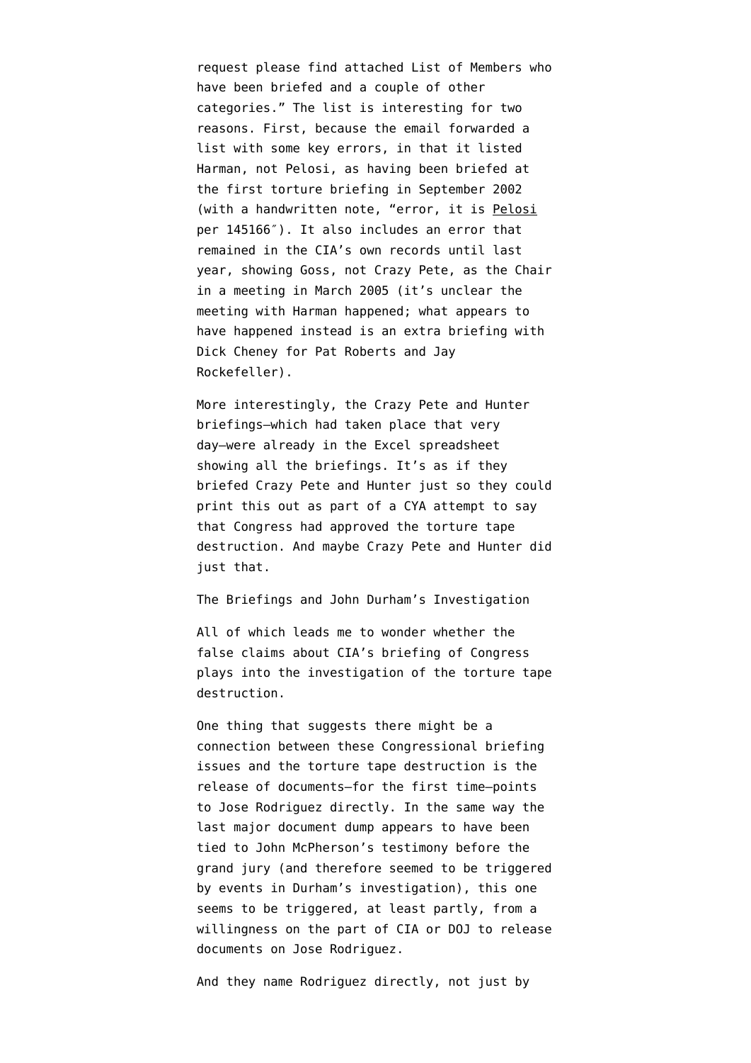request please find attached List of Members who have been briefed and a couple of other categories." The list is interesting for two reasons. First, because the email forwarded a list with some key errors, in that it listed Harman, not Pelosi, as having been briefed at the first torture briefing in September 2002 (with a handwritten note, "error, it is Pelosi per 145166″). It also includes an error that remained in the CIA's own records until last year, showing Goss, not Crazy Pete, as the Chair in a meeting in March 2005 (it's unclear the meeting with Harman happened; what appears to have happened instead is an extra briefing with Dick Cheney for Pat Roberts and Jay Rockefeller).

More interestingly, the Crazy Pete and Hunter briefings–which had taken place that very day–were already in the Excel spreadsheet showing all the briefings. It's as if they briefed Crazy Pete and Hunter just so they could print this out as part of a CYA attempt to say that Congress had approved the torture tape destruction. And maybe Crazy Pete and Hunter did just that.

## The Briefings and John Durham's Investigation

All of which leads me to wonder whether the false claims about CIA's briefing of Congress plays into the investigation of the torture tape destruction.

One thing that suggests there might be a connection between these Congressional briefing issues and the torture tape destruction is the release of documents–for the first time–points to Jose Rodriguez directly. In the same way the last major document dump appears to have been tied to John McPherson's testimony before the grand jury (and therefore seemed to be triggered by events in Durham's investigation), this one seems to be triggered, at least partly, from a willingness on the part of CIA or DOJ to release documents on Jose Rodriguez.

And they name Rodriguez directly, not just by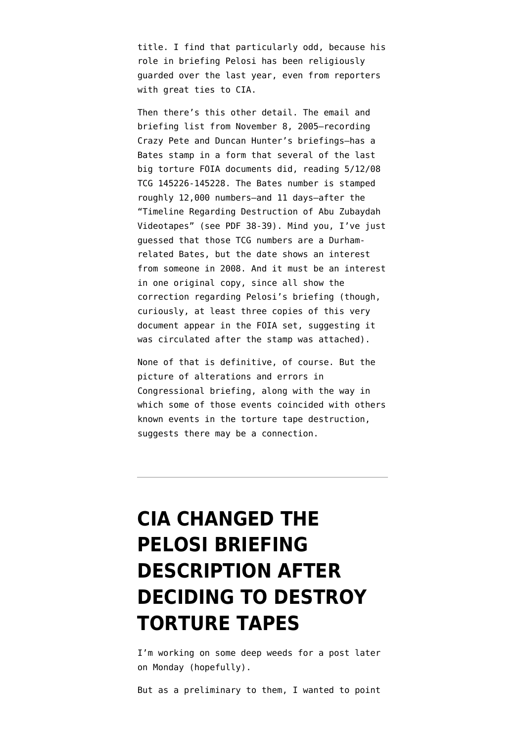title. I find that particularly odd, because his role in briefing Pelosi has been religiously guarded over the last year, even from reporters with great ties to CIA.

Then there's this other detail. The email and briefing list from November 8, 2005–recording Crazy Pete and Duncan Hunter's briefings–has a Bates stamp in a form that several of the last big torture FOIA documents did, reading 5/12/08 TCG 145226-145228. The Bates number is stamped roughly 12,000 numbers–and 11 days–after the "Timeline Regarding Destruction of Abu Zubaydah Videotapes" (see PDF 38-39). Mind you, I've just guessed that those TCG numbers are a Durham-related Bates, but the date shows an interest from someone in 2008. And it must be an interest in one original copy, since all show the correction regarding Pelosi's briefing (though, curiously, at least three copies of this very document appear in the FOIA set, suggesting it was circulated after the stamp was attached).

None of that is definitive, of course. But the picture of alterations and errors in Congressional briefing, along with the way in which some of those events coincided with others known events in the torture tape destruction, suggests there may be a connection.

---

# CIA CHANGED THE PELOSI BRIEFING DESCRIPTION AFTER DECIDING TO DESTROY TORTURE TAPES

I'm working on some deep weeds for a post later on Monday (hopefully).

But as a preliminary to them, I wanted to point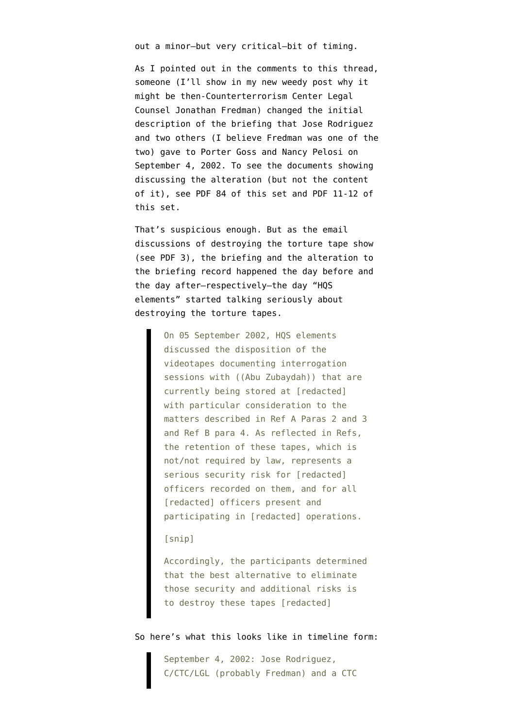out a minor—but very critical—bit of timing.

As I pointed out in the comments to this thread, someone (I'll show in my new weedy post why it might be then-Counterterrorism Center Legal Counsel Jonathan Fredman) changed the initial description of the briefing that Jose Rodriguez and two others (I believe Fredman was one of the two) gave to Porter Goss and Nancy Pelosi on September 4, 2002. To see the documents showing discussing the alteration (but not the content of it), see PDF 84 of this set and PDF 11-12 of this set.

That's suspicious enough. But as the email discussions of destroying the torture tape show (see PDF 3), the briefing and the alteration to the briefing record happened the day before and the day after—respectively—the day "HQS elements" started talking seriously about destroying the torture tapes.

> On 05 September 2002, HQS elements discussed the disposition of the videotapes documenting interrogation sessions with ((Abu Zubaydah)) that are currently being stored at [redacted] with particular consideration to the matters described in Ref A Paras 2 and 3 and Ref B para 4. As reflected in Refs, the retention of these tapes, which is not/not required by law, represents a serious security risk for [redacted] officers recorded on them, and for all [redacted] officers present and participating in [redacted] operations.
>
> [snip]
>
> Accordingly, the participants determined that the best alternative to eliminate those security and additional risks is to destroy these tapes [redacted]

So here's what this looks like in timeline form:

> September 4, 2002: Jose Rodriguez, C/CTC/LGL (probably Fredman) and a CTC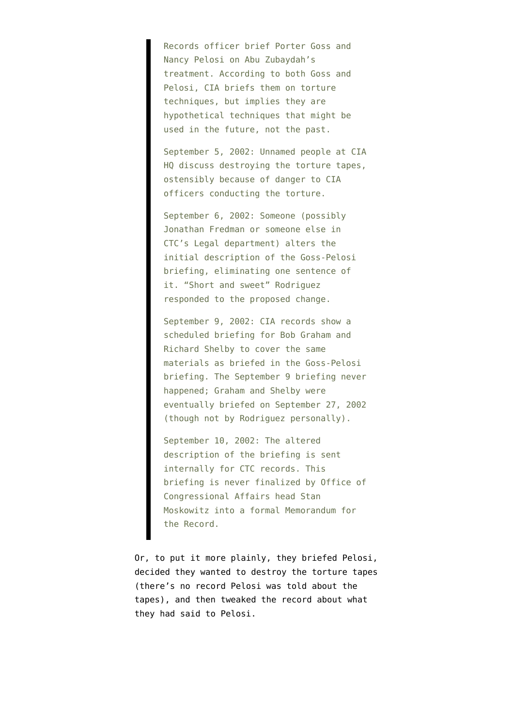> Records officer brief Porter Goss and Nancy Pelosi on Abu Zubaydah's treatment. According to both Goss and Pelosi, CIA briefs them on torture techniques, but implies they are hypothetical techniques that might be used in the future, not the past.
>
> September 5, 2002: Unnamed people at CIA HQ discuss destroying the torture tapes, ostensibly because of danger to CIA officers conducting the torture.
>
> September 6, 2002: Someone (possibly Jonathan Fredman or someone else in CTC's Legal department) alters the initial description of the Goss-Pelosi briefing, eliminating one sentence of it. "Short and sweet" Rodriguez responded to the proposed change.
>
> September 9, 2002: CIA records show a scheduled briefing for Bob Graham and Richard Shelby to cover the same materials as briefed in the Goss-Pelosi briefing. The September 9 briefing never happened; Graham and Shelby were eventually briefed on September 27, 2002 (though not by Rodriguez personally).
>
> September 10, 2002: The altered description of the briefing is sent internally for CTC records. This briefing is never finalized by Office of Congressional Affairs head Stan Moskowitz into a formal Memorandum for the Record.

Or, to put it more plainly, they briefed Pelosi, decided they wanted to destroy the torture tapes (there's no record Pelosi was told about the tapes), and then tweaked the record about what they had said to Pelosi.